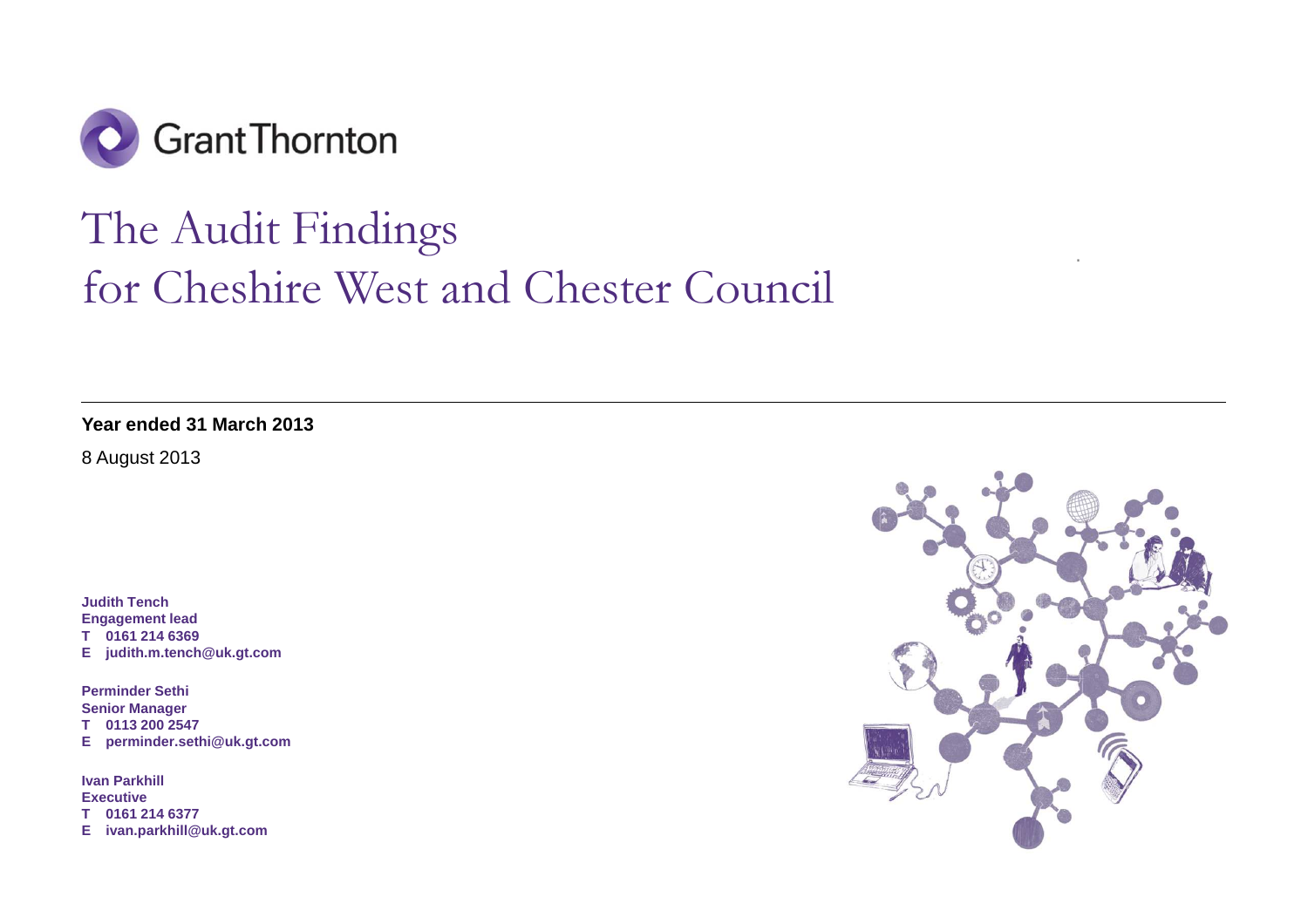Grant Thornton

# The Audit Findings for Cheshire West and Chester Council

**Year ended 31 March 2013**

8 August 2013

**Judith Tench**
**Engagement lead**
**T 0161 214 6369**
**E judith.m.tench@uk.gt.com**

**Perminder Sethi**
**Senior Manager**
**T 0113 200 2547**
**E perminder.sethi@uk.gt.com**

**Ivan Parkhill**
**Executive**
**T 0161 214 6377**
**E ivan.parkhill@uk.gt.com**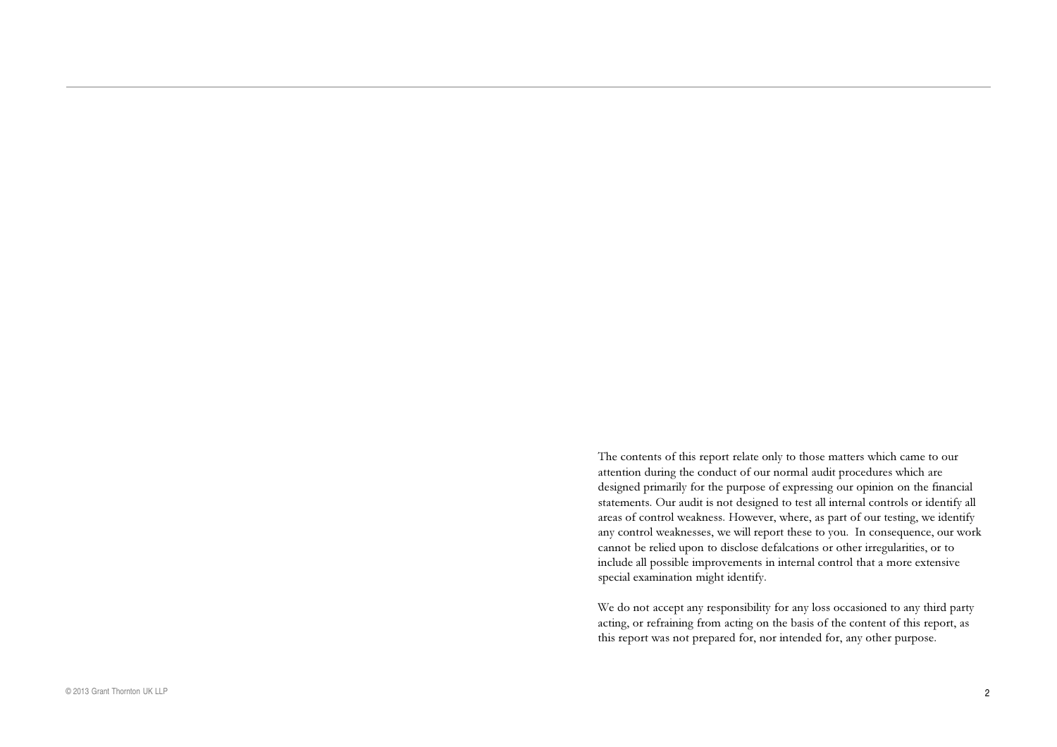The contents of this report relate only to those matters which came to our attention during the conduct of our normal audit procedures which are designed primarily for the purpose of expressing our opinion on the financial statements. Our audit is not designed to test all internal controls or identify all areas of control weakness. However, where, as part of our testing, we identify any control weaknesses, we will report these to you. In consequence, our work cannot be relied upon to disclose defalcations or other irregularities, or to include all possible improvements in internal control that a more extensive special examination might identify.

We do not accept any responsibility for any loss occasioned to any third party acting, or refraining from acting on the basis of the content of this report, as this report was not prepared for, nor intended for, any other purpose.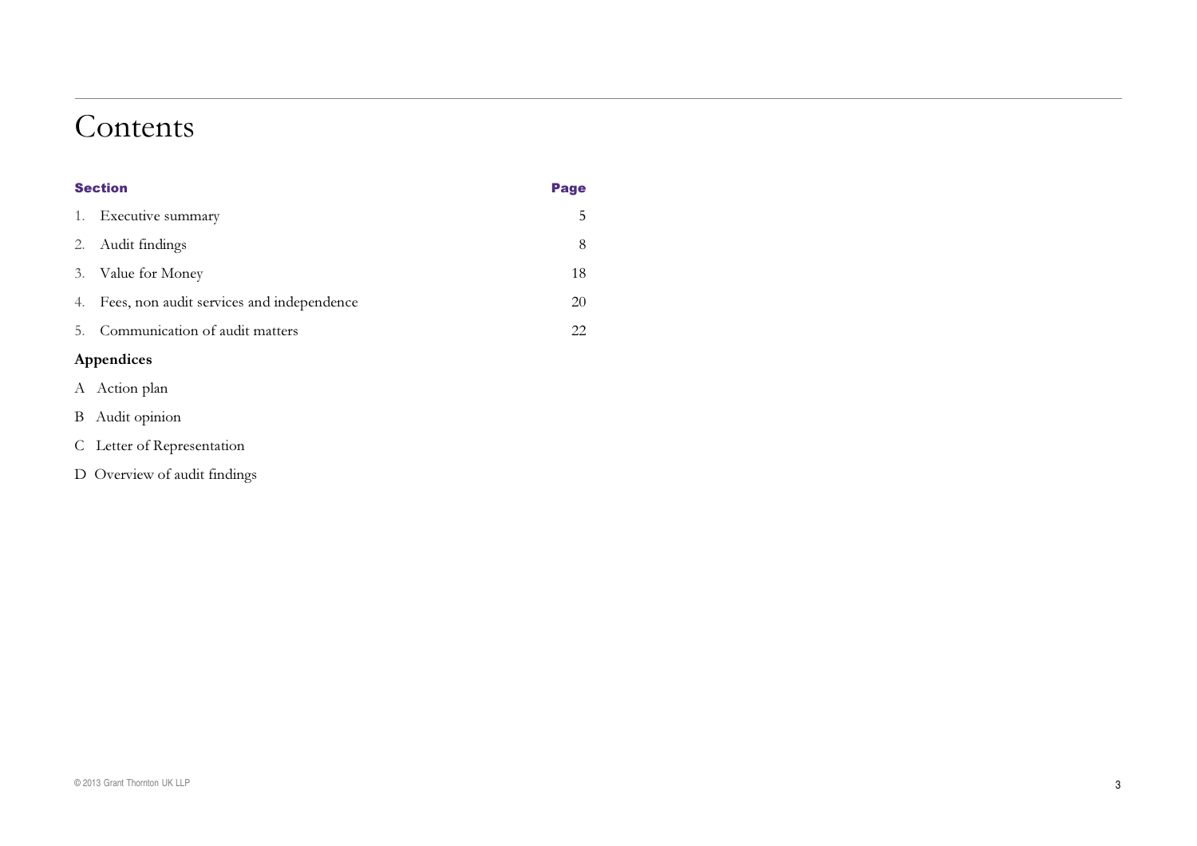# Contents

| Section | Page |
| --- | --- |
| 1. Executive summary | 5 |
| 2. Audit findings | 8 |
| 3. Value for Money | 18 |
| 4. Fees, non audit services and independence | 20 |
| 5. Communication of audit matters | 22 |

**Appendices**

A Action plan

B Audit opinion

C Letter of Representation

D Overview of audit findings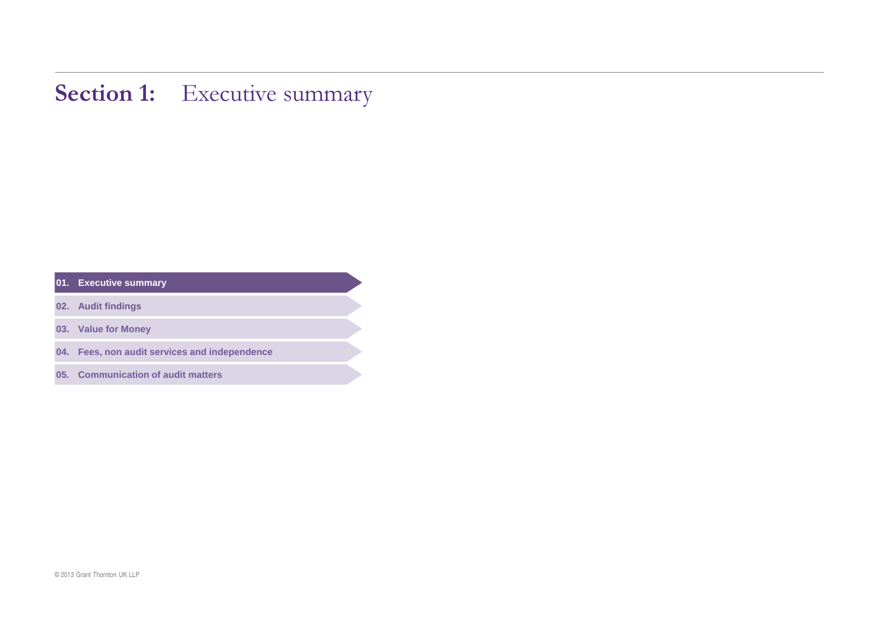# Section 1: Executive summary

01. **Executive summary**

02. **Audit findings**

03. **Value for Money**

04. **Fees, non audit services and independence**

05. **Communication of audit matters**

© 2013 Grant Thornton UK LLP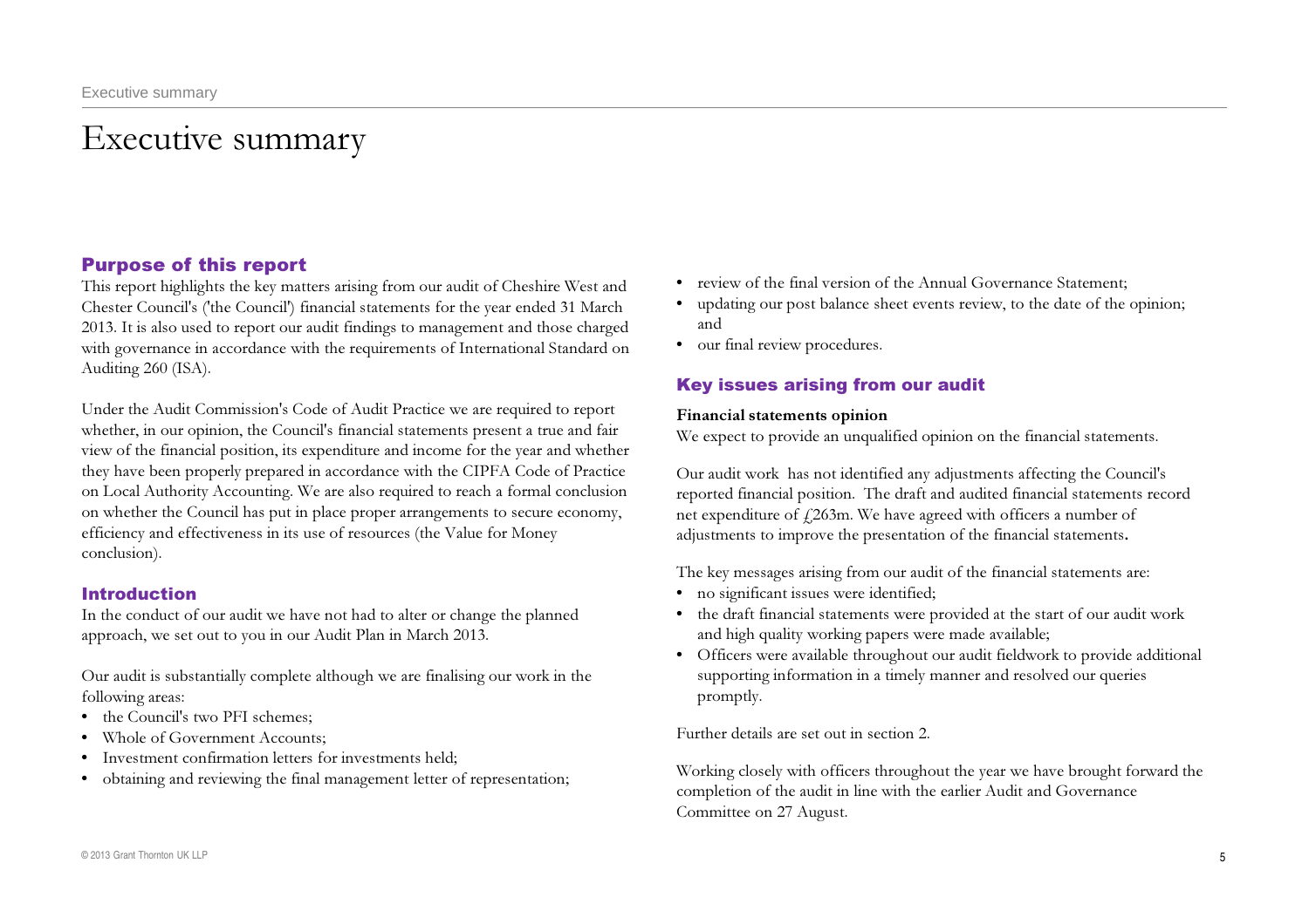# Executive summary

## Purpose of this report

This report highlights the key matters arising from our audit of Cheshire West and Chester Council's ('the Council') financial statements for the year ended 31 March 2013. It is also used to report our audit findings to management and those charged with governance in accordance with the requirements of International Standard on Auditing 260 (ISA).

Under the Audit Commission's Code of Audit Practice we are required to report whether, in our opinion, the Council's financial statements present a true and fair view of the financial position, its expenditure and income for the year and whether they have been properly prepared in accordance with the CIPFA Code of Practice on Local Authority Accounting. We are also required to reach a formal conclusion on whether the Council has put in place proper arrangements to secure economy, efficiency and effectiveness in its use of resources (the Value for Money conclusion).

## Introduction

In the conduct of our audit we have not had to alter or change the planned approach, we set out to you in our Audit Plan in March 2013.

Our audit is substantially complete although we are finalising our work in the following areas:

- the Council's two PFI schemes;
- Whole of Government Accounts;
- Investment confirmation letters for investments held;
- obtaining and reviewing the final management letter of representation;
- review of the final version of the Annual Governance Statement;
- updating our post balance sheet events review, to the date of the opinion; and
- our final review procedures.

## Key issues arising from our audit

**Financial statements opinion**

We expect to provide an unqualified opinion on the financial statements.

Our audit work has not identified any adjustments affecting the Council's reported financial position. The draft and audited financial statements record net expenditure of £263m. We have agreed with officers a number of adjustments to improve the presentation of the financial statements**.**

The key messages arising from our audit of the financial statements are:

- no significant issues were identified;
- the draft financial statements were provided at the start of our audit work and high quality working papers were made available;
- Officers were available throughout our audit fieldwork to provide additional supporting information in a timely manner and resolved our queries promptly.

Further details are set out in section 2.

Working closely with officers throughout the year we have brought forward the completion of the audit in line with the earlier Audit and Governance Committee on 27 August.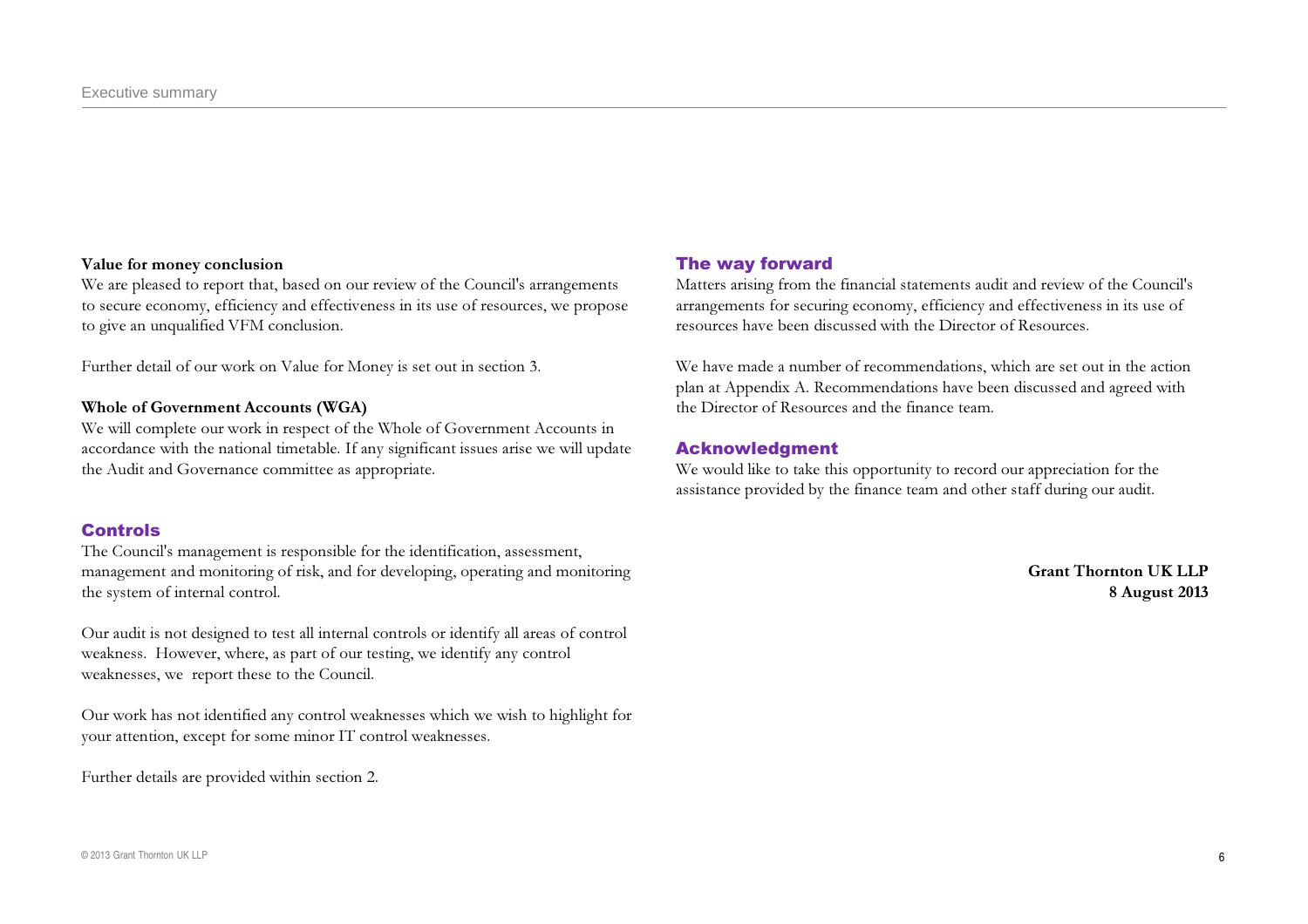**Value for money conclusion**

We are pleased to report that, based on our review of the Council's arrangements to secure economy, efficiency and effectiveness in its use of resources, we propose to give an unqualified VFM conclusion.

Further detail of our work on Value for Money is set out in section 3.

**Whole of Government Accounts (WGA)**

We will complete our work in respect of the Whole of Government Accounts in accordance with the national timetable. If any significant issues arise we will update the Audit and Governance committee as appropriate.

## Controls

The Council's management is responsible for the identification, assessment, management and monitoring of risk, and for developing, operating and monitoring the system of internal control.

Our audit is not designed to test all internal controls or identify all areas of control weakness. However, where, as part of our testing, we identify any control weaknesses, we report these to the Council.

Our work has not identified any control weaknesses which we wish to highlight for your attention, except for some minor IT control weaknesses.

Further details are provided within section 2.

## The way forward

Matters arising from the financial statements audit and review of the Council's arrangements for securing economy, efficiency and effectiveness in its use of resources have been discussed with the Director of Resources.

We have made a number of recommendations, which are set out in the action plan at Appendix A. Recommendations have been discussed and agreed with the Director of Resources and the finance team.

## Acknowledgment

We would like to take this opportunity to record our appreciation for the assistance provided by the finance team and other staff during our audit.

**Grant Thornton UK LLP**
**8 August 2013**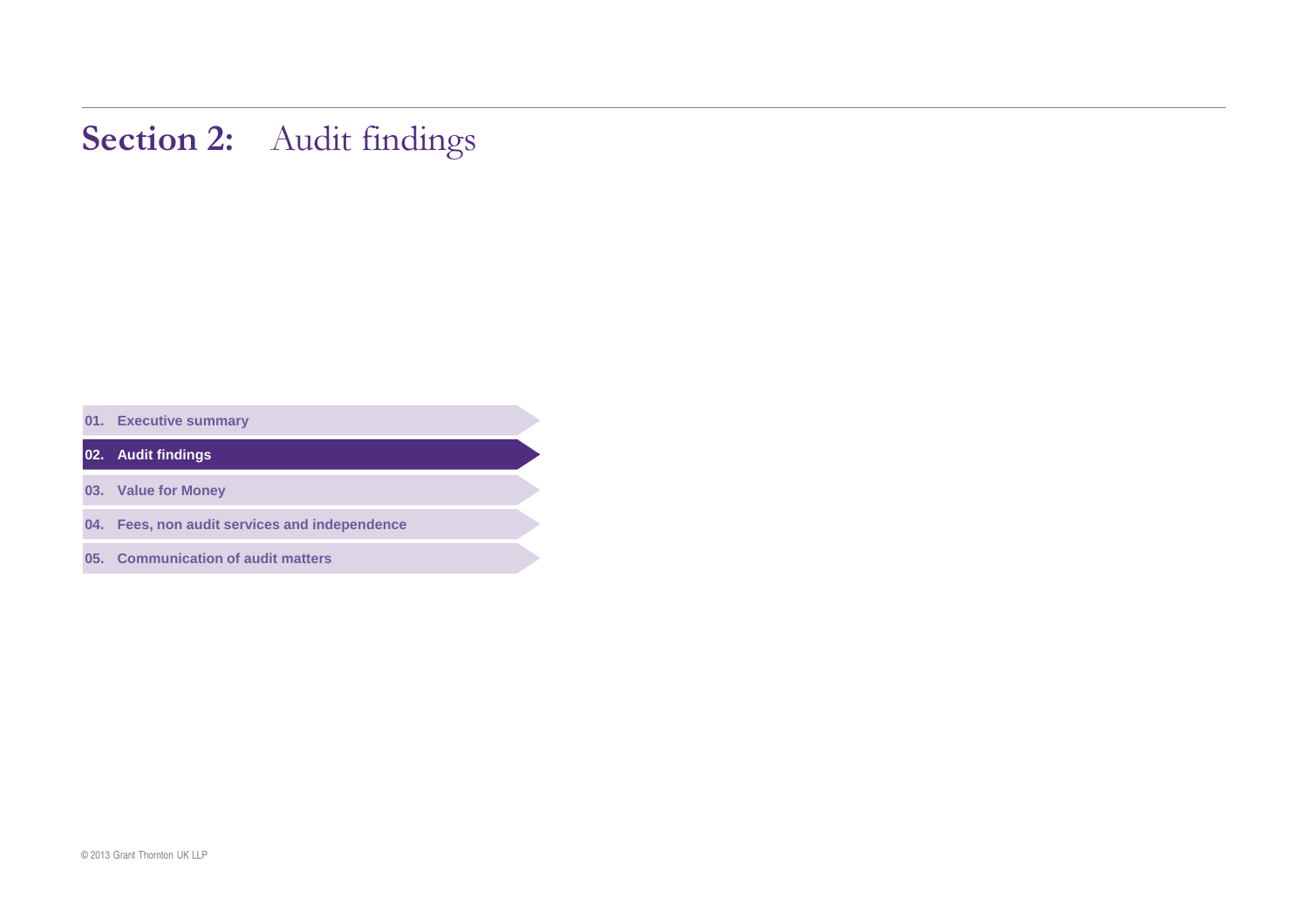# Section 2: Audit findings

01. Executive summary

**02. Audit findings**

03. Value for Money

04. Fees, non audit services and independence

05. Communication of audit matters

© 2013 Grant Thornton UK LLP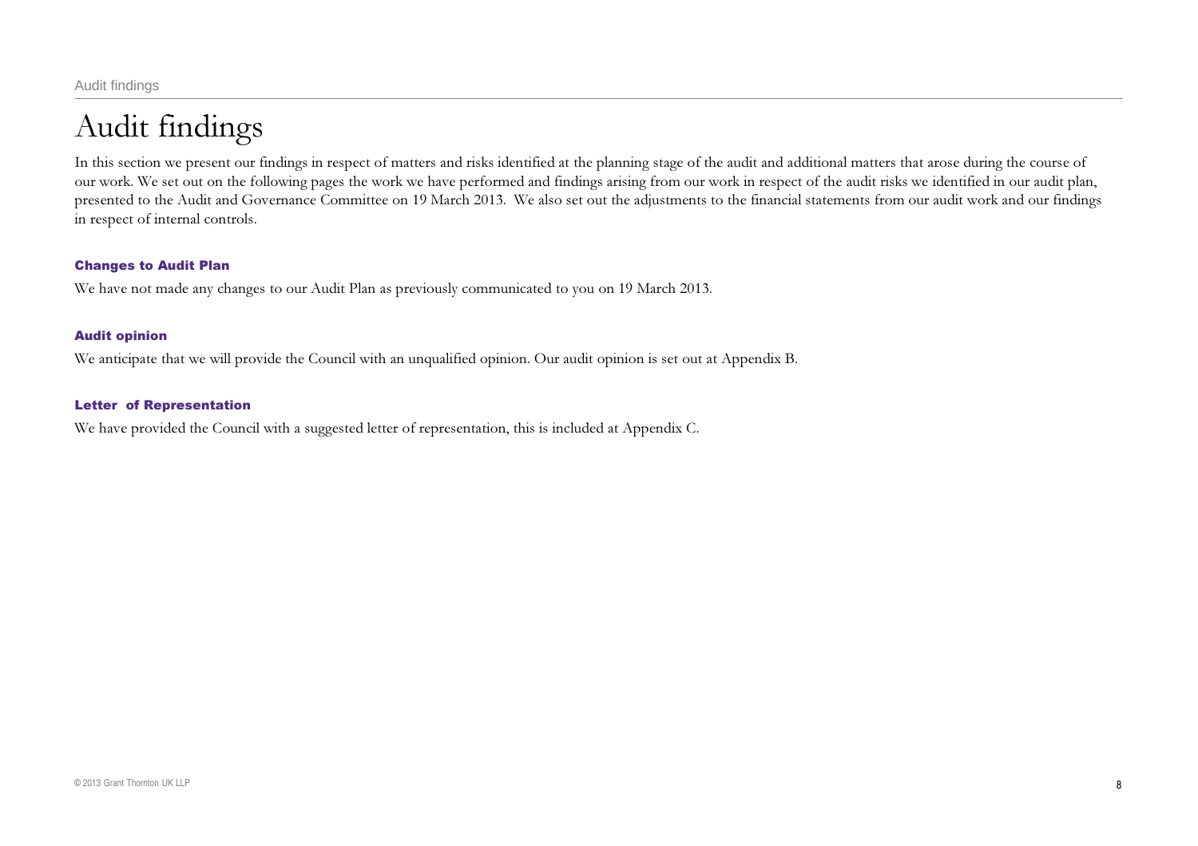# Audit findings

In this section we present our findings in respect of matters and risks identified at the planning stage of the audit and additional matters that arose during the course of our work. We set out on the following pages the work we have performed and findings arising from our work in respect of the audit risks we identified in our audit plan, presented to the Audit and Governance Committee on 19 March 2013. We also set out the adjustments to the financial statements from our audit work and our findings in respect of internal controls.

### Changes to Audit Plan

We have not made any changes to our Audit Plan as previously communicated to you on 19 March 2013.

### Audit opinion

We anticipate that we will provide the Council with an unqualified opinion. Our audit opinion is set out at Appendix B.

### Letter of Representation

We have provided the Council with a suggested letter of representation, this is included at Appendix C.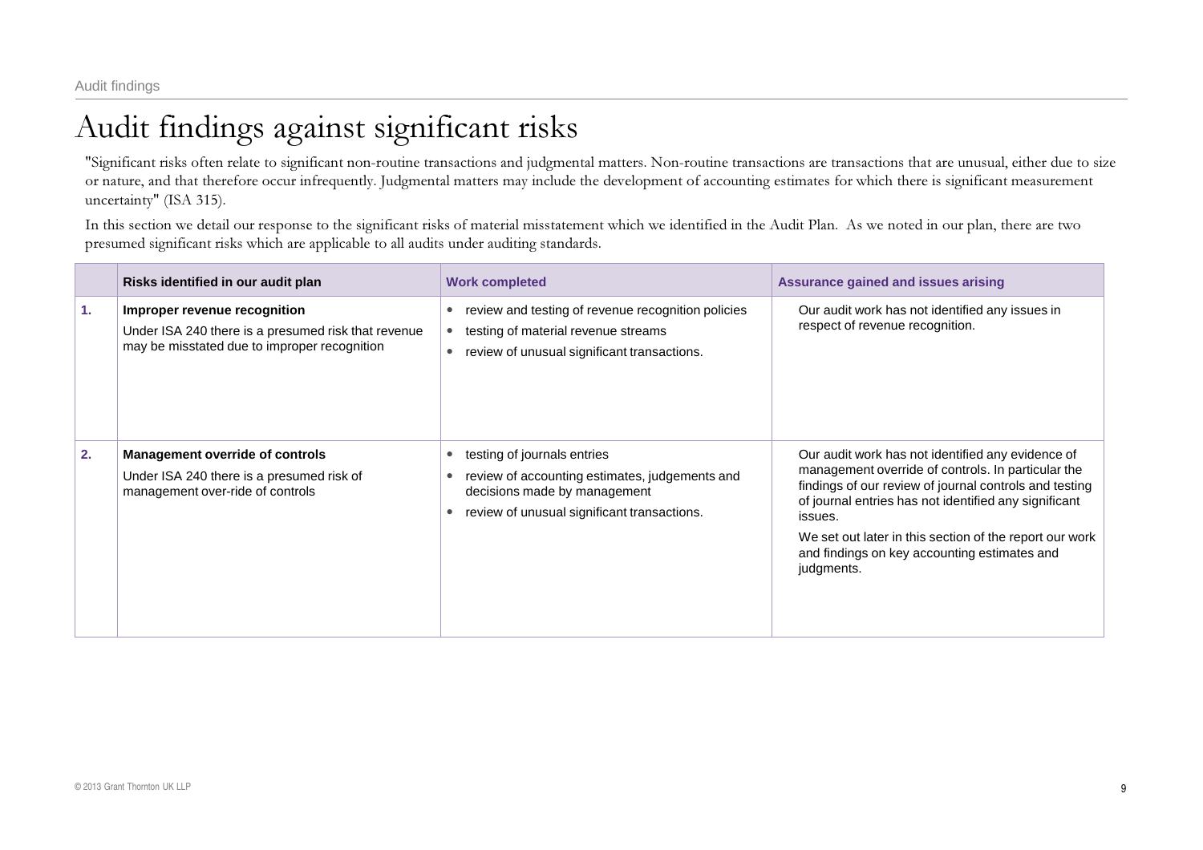# Audit findings against significant risks

"Significant risks often relate to significant non-routine transactions and judgmental matters. Non-routine transactions are transactions that are unusual, either due to size or nature, and that therefore occur infrequently. Judgmental matters may include the development of accounting estimates for which there is significant measurement uncertainty" (ISA 315).

In this section we detail our response to the significant risks of material misstatement which we identified in the Audit Plan. As we noted in our plan, there are two presumed significant risks which are applicable to all audits under auditing standards.

| | Risks identified in our audit plan | Work completed | Assurance gained and issues arising |
|---|---|---|---|
| **1.** | **Improper revenue recognition**<br>Under ISA 240 there is a presumed risk that revenue may be misstated due to improper recognition | • review and testing of revenue recognition policies<br>• testing of material revenue streams<br>• review of unusual significant transactions. | Our audit work has not identified any issues in respect of revenue recognition. |
| **2.** | **Management override of controls**<br>Under ISA 240 there is a presumed risk of management over-ride of controls | • testing of journals entries<br>• review of accounting estimates, judgements and decisions made by management<br>• review of unusual significant transactions. | Our audit work has not identified any evidence of management override of controls. In particular the findings of our review of journal controls and testing of journal entries has not identified any significant issues.<br>We set out later in this section of the report our work and findings on key accounting estimates and judgments. |

© 2013 Grant Thornton UK LLP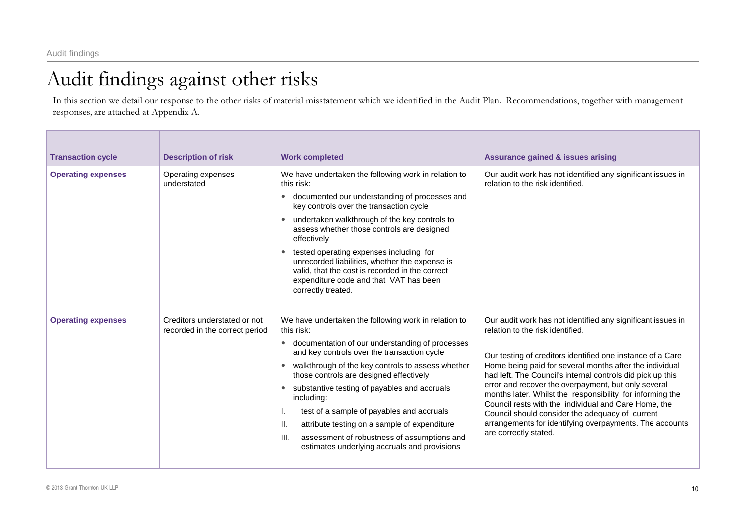# Audit findings against other risks

In this section we detail our response to the other risks of material misstatement which we identified in the Audit Plan. Recommendations, together with management responses, are attached at Appendix A.

| Transaction cycle | Description of risk | Work completed | Assurance gained & issues arising |
|---|---|---|---|
| **Operating expenses** | Operating expenses understated | We have undertaken the following work in relation to this risk:<br>• documented our understanding of processes and key controls over the transaction cycle<br>• undertaken walkthrough of the key controls to assess whether those controls are designed effectively<br>• tested operating expenses including for unrecorded liabilities, whether the expense is valid, that the cost is recorded in the correct expenditure code and that VAT has been correctly treated. | Our audit work has not identified any significant issues in relation to the risk identified. |
| **Operating expenses** | Creditors understated or not recorded in the correct period | We have undertaken the following work in relation to this risk:<br>• documentation of our understanding of processes and key controls over the transaction cycle<br>• walkthrough of the key controls to assess whether those controls are designed effectively<br>• substantive testing of payables and accruals including:<br>I. test of a sample of payables and accruals<br>II. attribute testing on a sample of expenditure<br>III. assessment of robustness of assumptions and estimates underlying accruals and provisions | Our audit work has not identified any significant issues in relation to the risk identified.<br><br>Our testing of creditors identified one instance of a Care Home being paid for several months after the individual had left. The Council's internal controls did pick up this error and recover the overpayment, but only several months later. Whilst the responsibility for informing the Council rests with the individual and Care Home, the Council should consider the adequacy of current arrangements for identifying overpayments. The accounts are correctly stated. |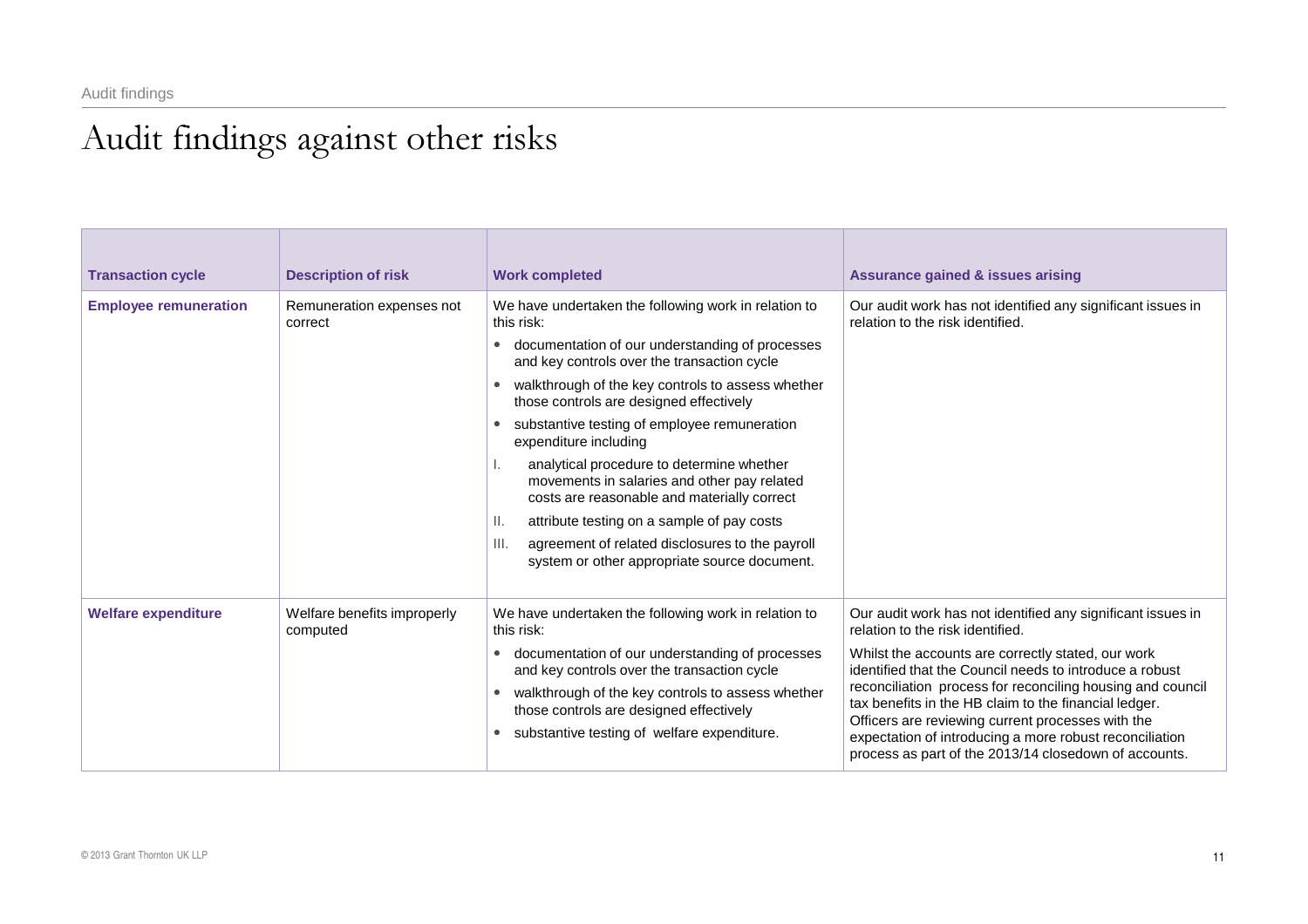# Audit findings against other risks

| Transaction cycle | Description of risk | Work completed | Assurance gained & issues arising |
|---|---|---|---|
| **Employee remuneration** | Remuneration expenses not correct | We have undertaken the following work in relation to this risk:<br>• documentation of our understanding of processes and key controls over the transaction cycle<br>• walkthrough of the key controls to assess whether those controls are designed effectively<br>• substantive testing of employee remuneration expenditure including<br>I. analytical procedure to determine whether movements in salaries and other pay related costs are reasonable and materially correct<br>II. attribute testing on a sample of pay costs<br>III. agreement of related disclosures to the payroll system or other appropriate source document. | Our audit work has not identified any significant issues in relation to the risk identified. |
| **Welfare expenditure** | Welfare benefits improperly computed | We have undertaken the following work in relation to this risk:<br>• documentation of our understanding of processes and key controls over the transaction cycle<br>• walkthrough of the key controls to assess whether those controls are designed effectively<br>• substantive testing of welfare expenditure. | Our audit work has not identified any significant issues in relation to the risk identified.<br>Whilst the accounts are correctly stated, our work identified that the Council needs to introduce a robust reconciliation process for reconciling housing and council tax benefits in the HB claim to the financial ledger. Officers are reviewing current processes with the expectation of introducing a more robust reconciliation process as part of the 2013/14 closedown of accounts. |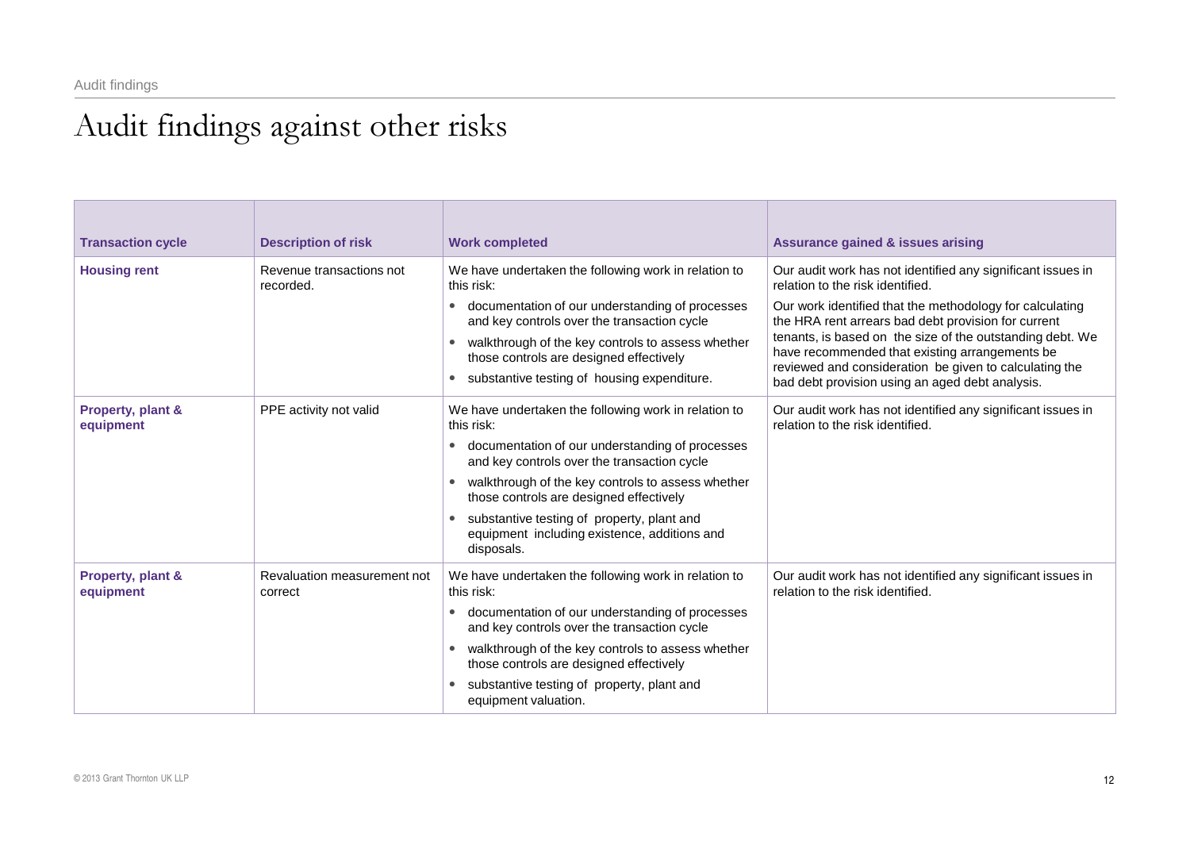# Audit findings against other risks

| Transaction cycle | Description of risk | Work completed | Assurance gained & issues arising |
|---|---|---|---|
| **Housing rent** | Revenue transactions not recorded. | We have undertaken the following work in relation to this risk:<br>• documentation of our understanding of processes and key controls over the transaction cycle<br>• walkthrough of the key controls to assess whether those controls are designed effectively<br>• substantive testing of housing expenditure. | Our audit work has not identified any significant issues in relation to the risk identified.<br>Our work identified that the methodology for calculating the HRA rent arrears bad debt provision for current tenants, is based on the size of the outstanding debt. We have recommended that existing arrangements be reviewed and consideration be given to calculating the bad debt provision using an aged debt analysis. |
| **Property, plant & equipment** | PPE activity not valid | We have undertaken the following work in relation to this risk:<br>• documentation of our understanding of processes and key controls over the transaction cycle<br>• walkthrough of the key controls to assess whether those controls are designed effectively<br>• substantive testing of property, plant and equipment including existence, additions and disposals. | Our audit work has not identified any significant issues in relation to the risk identified. |
| **Property, plant & equipment** | Revaluation measurement not correct | We have undertaken the following work in relation to this risk:<br>• documentation of our understanding of processes and key controls over the transaction cycle<br>• walkthrough of the key controls to assess whether those controls are designed effectively<br>• substantive testing of property, plant and equipment valuation. | Our audit work has not identified any significant issues in relation to the risk identified. |

© 2013 Grant Thornton UK LLP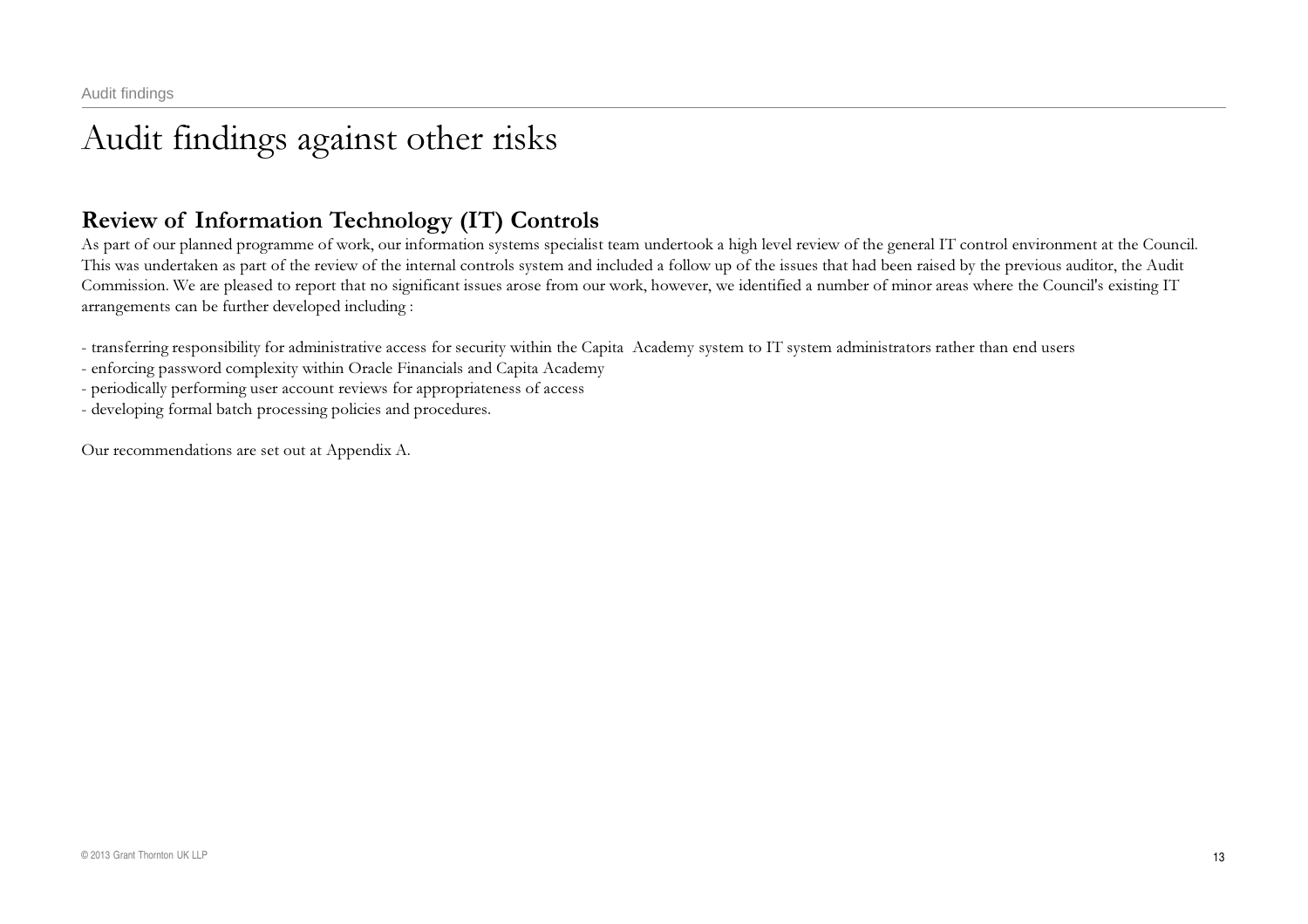# Audit findings against other risks

## Review of Information Technology (IT) Controls

As part of our planned programme of work, our information systems specialist team undertook a high level review of the general IT control environment at the Council. This was undertaken as part of the review of the internal controls system and included a follow up of the issues that had been raised by the previous auditor, the Audit Commission. We are pleased to report that no significant issues arose from our work, however, we identified a number of minor areas where the Council's existing IT arrangements can be further developed including :

- transferring responsibility for administrative access for security within the Capita Academy system to IT system administrators rather than end users
- enforcing password complexity within Oracle Financials and Capita Academy
- periodically performing user account reviews for appropriateness of access
- developing formal batch processing policies and procedures.

Our recommendations are set out at Appendix A.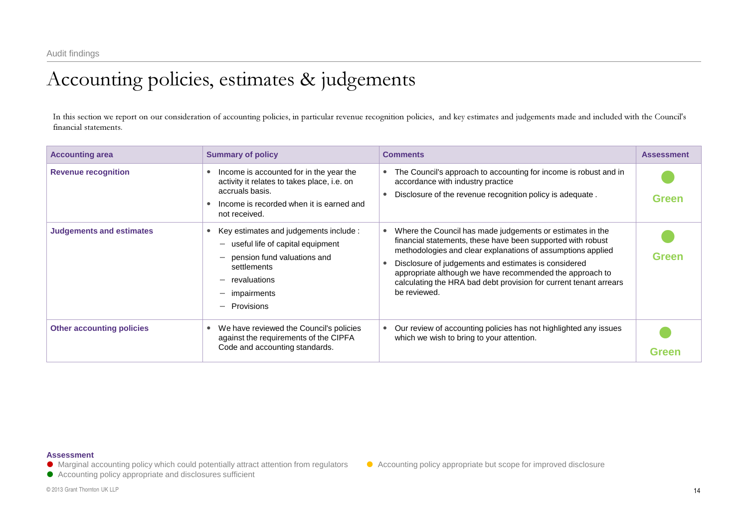# Accounting policies, estimates & judgements

In this section we report on our consideration of accounting policies, in particular revenue recognition policies, and key estimates and judgements made and included with the Council's financial statements.

| Accounting area | Summary of policy | Comments | Assessment |
|---|---|---|---|
| **Revenue recognition** | • Income is accounted for in the year the activity it relates to takes place, i.e. on accruals basis.<br>• Income is recorded when it is earned and not received. | • The Council's approach to accounting for income is robust and in accordance with industry practice<br>• Disclosure of the revenue recognition policy is adequate . | Green |
| **Judgements and estimates** | • Key estimates and judgements include :<br>– useful life of capital equipment<br>– pension fund valuations and settlements<br>– revaluations<br>– impairments<br>– Provisions | • Where the Council has made judgements or estimates in the financial statements, these have been supported with robust methodologies and clear explanations of assumptions applied<br>• Disclosure of judgements and estimates is considered appropriate although we have recommended the approach to calculating the HRA bad debt provision for current tenant arrears be reviewed. | Green |
| **Other accounting policies** | • We have reviewed the Council's policies against the requirements of the CIPFA Code and accounting standards. | • Our review of accounting policies has not highlighted any issues which we wish to bring to your attention. | Green |

**Assessment**

- Red: Marginal accounting policy which could potentially attract attention from regulators
- Amber: Accounting policy appropriate but scope for improved disclosure
- Green: Accounting policy appropriate and disclosures sufficient

© 2013 Grant Thornton UK LLP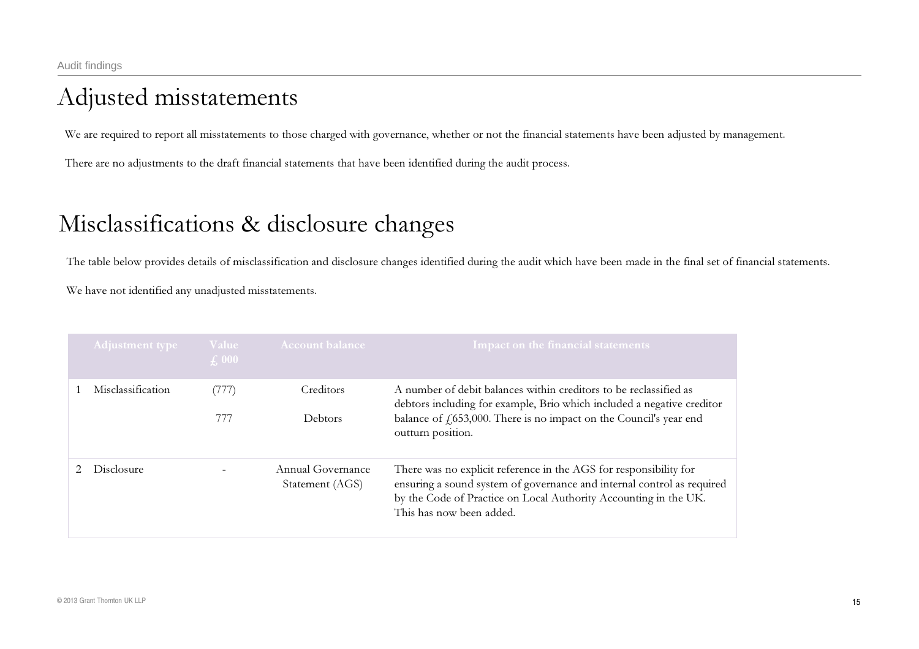# Adjusted misstatements

We are required to report all misstatements to those charged with governance, whether or not the financial statements have been adjusted by management.

There are no adjustments to the draft financial statements that have been identified during the audit process.

# Misclassifications & disclosure changes

The table below provides details of misclassification and disclosure changes identified during the audit which have been made in the final set of financial statements.

We have not identified any unadjusted misstatements.

| | Adjustment type | Value £ 000 | Account balance | Impact on the financial statements |
|---|---|---|---|---|
| 1 | Misclassification | (777)<br>777 | Creditors<br>Debtors | A number of debit balances within creditors to be reclassified as debtors including for example, Brio which included a negative creditor balance of £653,000. There is no impact on the Council's year end outturn position. |
| 2 | Disclosure | - | Annual Governance Statement (AGS) | There was no explicit reference in the AGS for responsibility for ensuring a sound system of governance and internal control as required by the Code of Practice on Local Authority Accounting in the UK. This has now been added. |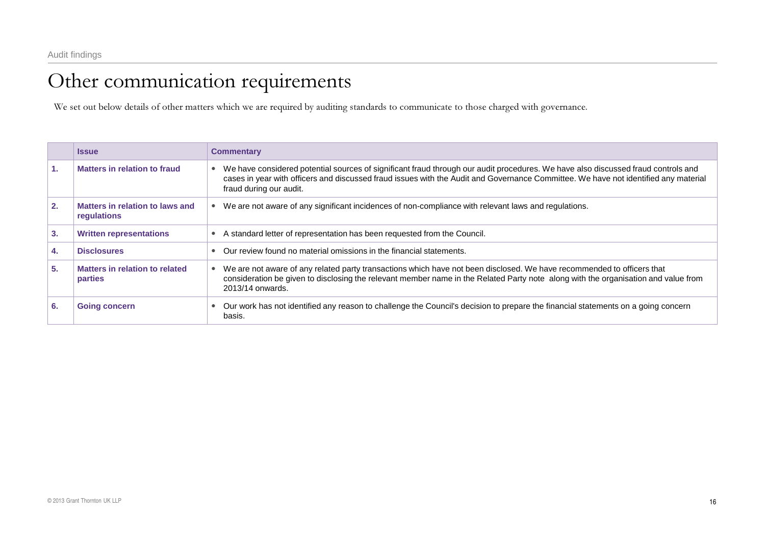# Other communication requirements

We set out below details of other matters which we are required by auditing standards to communicate to those charged with governance.

| | Issue | Commentary |
|---|---|---|
| 1. | **Matters in relation to fraud** | • We have considered potential sources of significant fraud through our audit procedures. We have also discussed fraud controls and cases in year with officers and discussed fraud issues with the Audit and Governance Committee. We have not identified any material fraud during our audit. |
| 2. | **Matters in relation to laws and regulations** | • We are not aware of any significant incidences of non-compliance with relevant laws and regulations. |
| 3. | **Written representations** | • A standard letter of representation has been requested from the Council. |
| 4. | **Disclosures** | • Our review found no material omissions in the financial statements. |
| 5. | **Matters in relation to related parties** | • We are not aware of any related party transactions which have not been disclosed. We have recommended to officers that consideration be given to disclosing the relevant member name in the Related Party note along with the organisation and value from 2013/14 onwards. |
| 6. | **Going concern** | • Our work has not identified any reason to challenge the Council's decision to prepare the financial statements on a going concern basis. |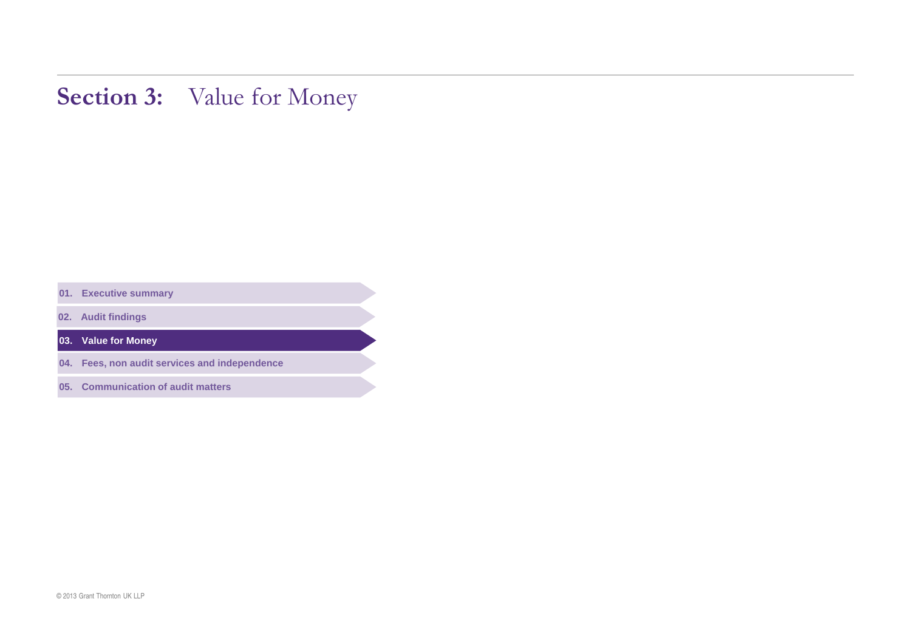# Section 3: Value for Money

01. Executive summary

02. Audit findings

**03. Value for Money**

04. Fees, non audit services and independence

05. Communication of audit matters

© 2013 Grant Thornton UK LLP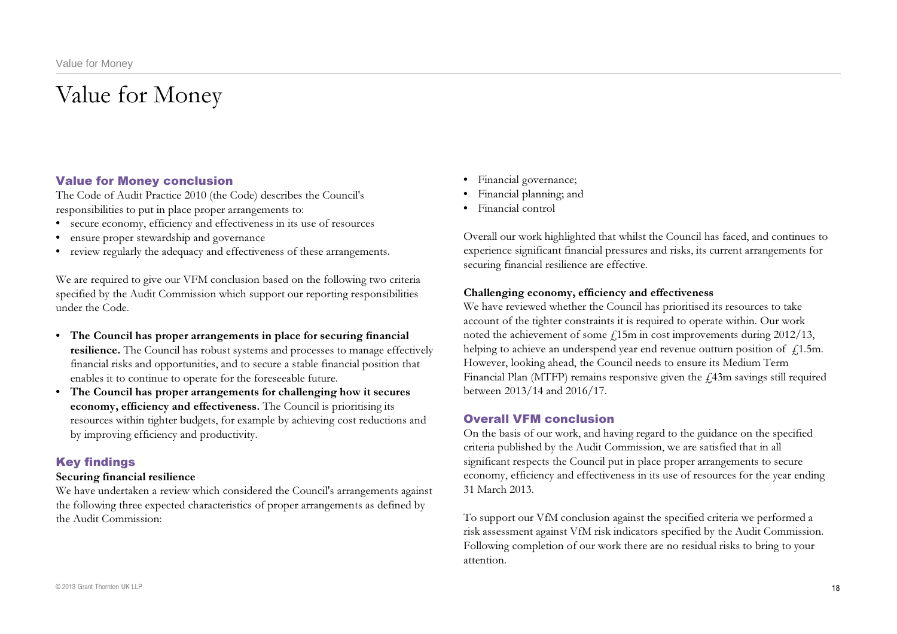# Value for Money

## Value for Money conclusion

The Code of Audit Practice 2010 (the Code) describes the Council's responsibilities to put in place proper arrangements to:

- secure economy, efficiency and effectiveness in its use of resources
- ensure proper stewardship and governance
- review regularly the adequacy and effectiveness of these arrangements.

We are required to give our VFM conclusion based on the following two criteria specified by the Audit Commission which support our reporting responsibilities under the Code.

- **The Council has proper arrangements in place for securing financial resilience.** The Council has robust systems and processes to manage effectively financial risks and opportunities, and to secure a stable financial position that enables it to continue to operate for the foreseeable future.
- **The Council has proper arrangements for challenging how it secures economy, efficiency and effectiveness.** The Council is prioritising its resources within tighter budgets, for example by achieving cost reductions and by improving efficiency and productivity.

## Key findings

**Securing financial resilience**

We have undertaken a review which considered the Council's arrangements against the following three expected characteristics of proper arrangements as defined by the Audit Commission:

- Financial governance;
- Financial planning; and
- Financial control

Overall our work highlighted that whilst the Council has faced, and continues to experience significant financial pressures and risks, its current arrangements for securing financial resilience are effective.

**Challenging economy, efficiency and effectiveness**

We have reviewed whether the Council has prioritised its resources to take account of the tighter constraints it is required to operate within. Our work noted the achievement of some £15m in cost improvements during 2012/13, helping to achieve an underspend year end revenue outturn position of £1.5m. However, looking ahead, the Council needs to ensure its Medium Term Financial Plan (MTFP) remains responsive given the £43m savings still required between 2013/14 and 2016/17.

## Overall VFM conclusion

On the basis of our work, and having regard to the guidance on the specified criteria published by the Audit Commission, we are satisfied that in all significant respects the Council put in place proper arrangements to secure economy, efficiency and effectiveness in its use of resources for the year ending 31 March 2013.

To support our VfM conclusion against the specified criteria we performed a risk assessment against VfM risk indicators specified by the Audit Commission. Following completion of our work there are no residual risks to bring to your attention.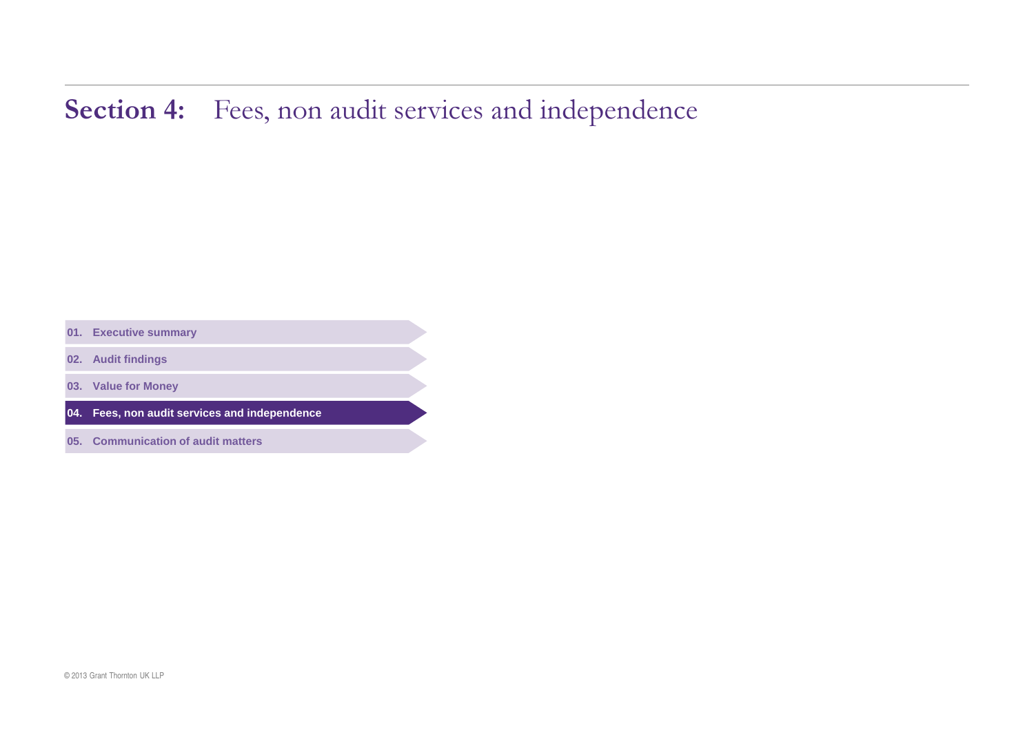# Section 4: Fees, non audit services and independence

01. Executive summary

02. Audit findings

03. Value for Money

**04. Fees, non audit services and independence**

05. Communication of audit matters

© 2013 Grant Thornton UK LLP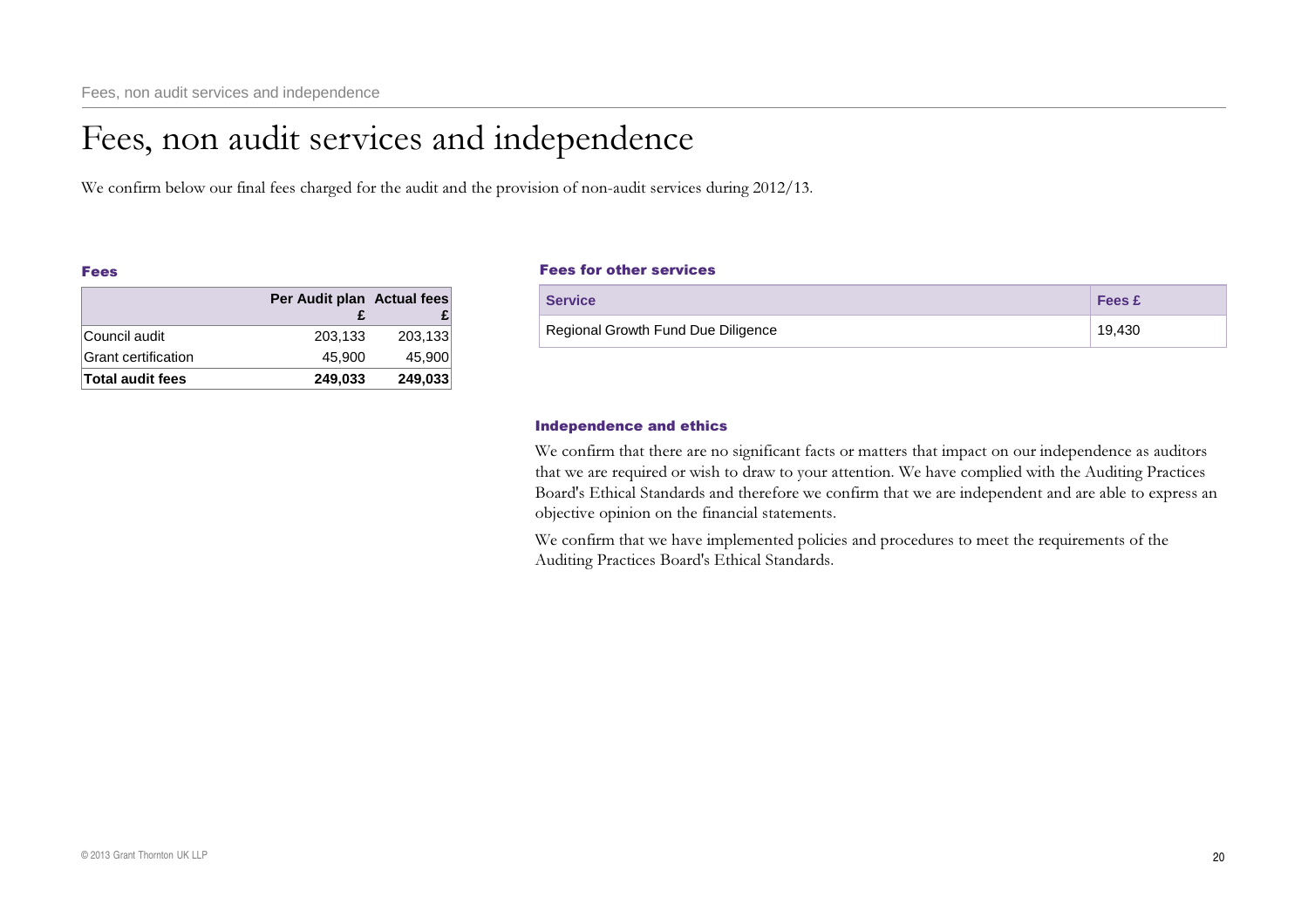# Fees, non audit services and independence

We confirm below our final fees charged for the audit and the provision of non-audit services during 2012/13.

### Fees

| | Per Audit plan £ | Actual fees £ |
|---|---|---|
| Council audit | 203,133 | 203,133 |
| Grant certification | 45,900 | 45,900 |
| **Total audit fees** | **249,033** | **249,033** |

### Fees for other services

| Service | Fees £ |
|---|---|
| Regional Growth Fund Due Diligence | 19,430 |

### Independence and ethics

We confirm that there are no significant facts or matters that impact on our independence as auditors that we are required or wish to draw to your attention. We have complied with the Auditing Practices Board's Ethical Standards and therefore we confirm that we are independent and are able to express an objective opinion on the financial statements.

We confirm that we have implemented policies and procedures to meet the requirements of the Auditing Practices Board's Ethical Standards.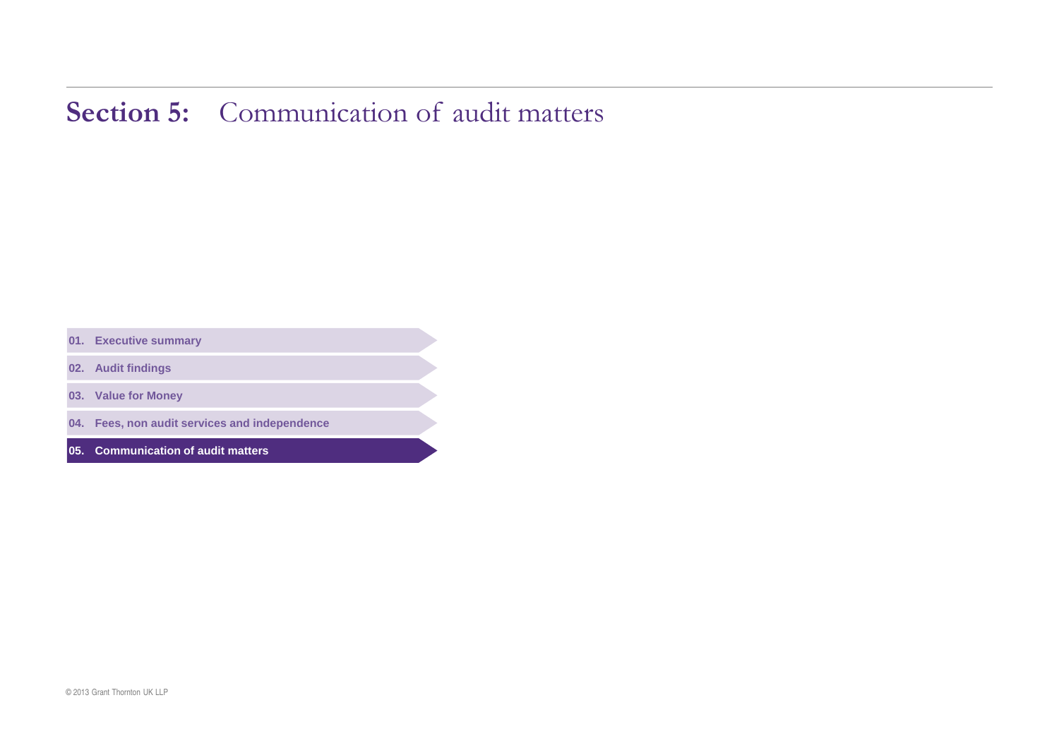# Section 5: Communication of audit matters

01. Executive summary

02. Audit findings

03. Value for Money

04. Fees, non audit services and independence

**05. Communication of audit matters**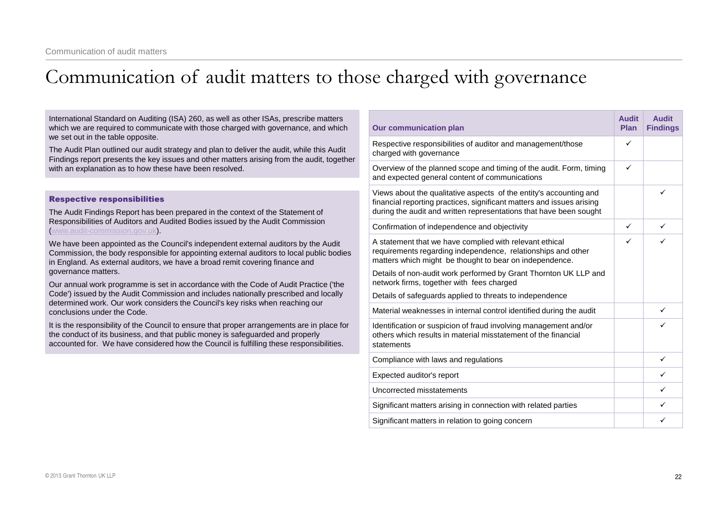# Communication of audit matters to those charged with governance

International Standard on Auditing (ISA) 260, as well as other ISAs, prescribe matters which we are required to communicate with those charged with governance, and which we set out in the table opposite.

The Audit Plan outlined our audit strategy and plan to deliver the audit, while this Audit Findings report presents the key issues and other matters arising from the audit, together with an explanation as to how these have been resolved.

### Respective responsibilities

The Audit Findings Report has been prepared in the context of the Statement of Responsibilities of Auditors and Audited Bodies issued by the Audit Commission (www.audit-commission.gov.uk).

We have been appointed as the Council's independent external auditors by the Audit Commission, the body responsible for appointing external auditors to local public bodies in England. As external auditors, we have a broad remit covering finance and governance matters.

Our annual work programme is set in accordance with the Code of Audit Practice ('the Code') issued by the Audit Commission and includes nationally prescribed and locally determined work. Our work considers the Council's key risks when reaching our conclusions under the Code.

It is the responsibility of the Council to ensure that proper arrangements are in place for the conduct of its business, and that public money is safeguarded and properly accounted for. We have considered how the Council is fulfilling these responsibilities.

| Our communication plan | Audit Plan | Audit Findings |
|---|---|---|
| Respective responsibilities of auditor and management/those charged with governance | ✓ | |
| Overview of the planned scope and timing of the audit. Form, timing and expected general content of communications | ✓ | |
| Views about the qualitative aspects of the entity's accounting and financial reporting practices, significant matters and issues arising during the audit and written representations that have been sought | | ✓ |
| Confirmation of independence and objectivity | ✓ | ✓ |
| A statement that we have complied with relevant ethical requirements regarding independence, relationships and other matters which might be thought to bear on independence.<br>Details of non-audit work performed by Grant Thornton UK LLP and network firms, together with fees charged<br>Details of safeguards applied to threats to independence | ✓ | ✓ |
| Material weaknesses in internal control identified during the audit | | ✓ |
| Identification or suspicion of fraud involving management and/or others which results in material misstatement of the financial statements | | ✓ |
| Compliance with laws and regulations | | ✓ |
| Expected auditor's report | | ✓ |
| Uncorrected misstatements | | ✓ |
| Significant matters arising in connection with related parties | | ✓ |
| Significant matters in relation to going concern | | ✓ |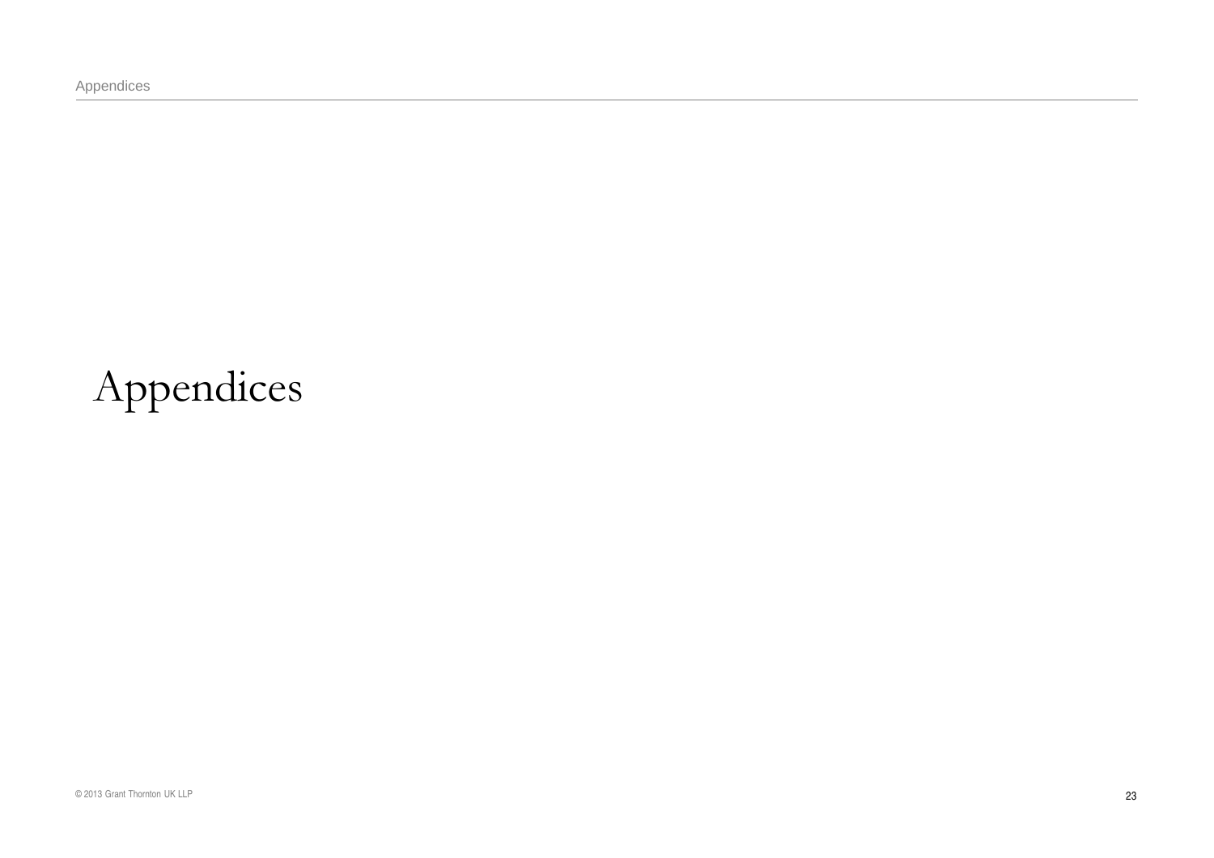# Appendices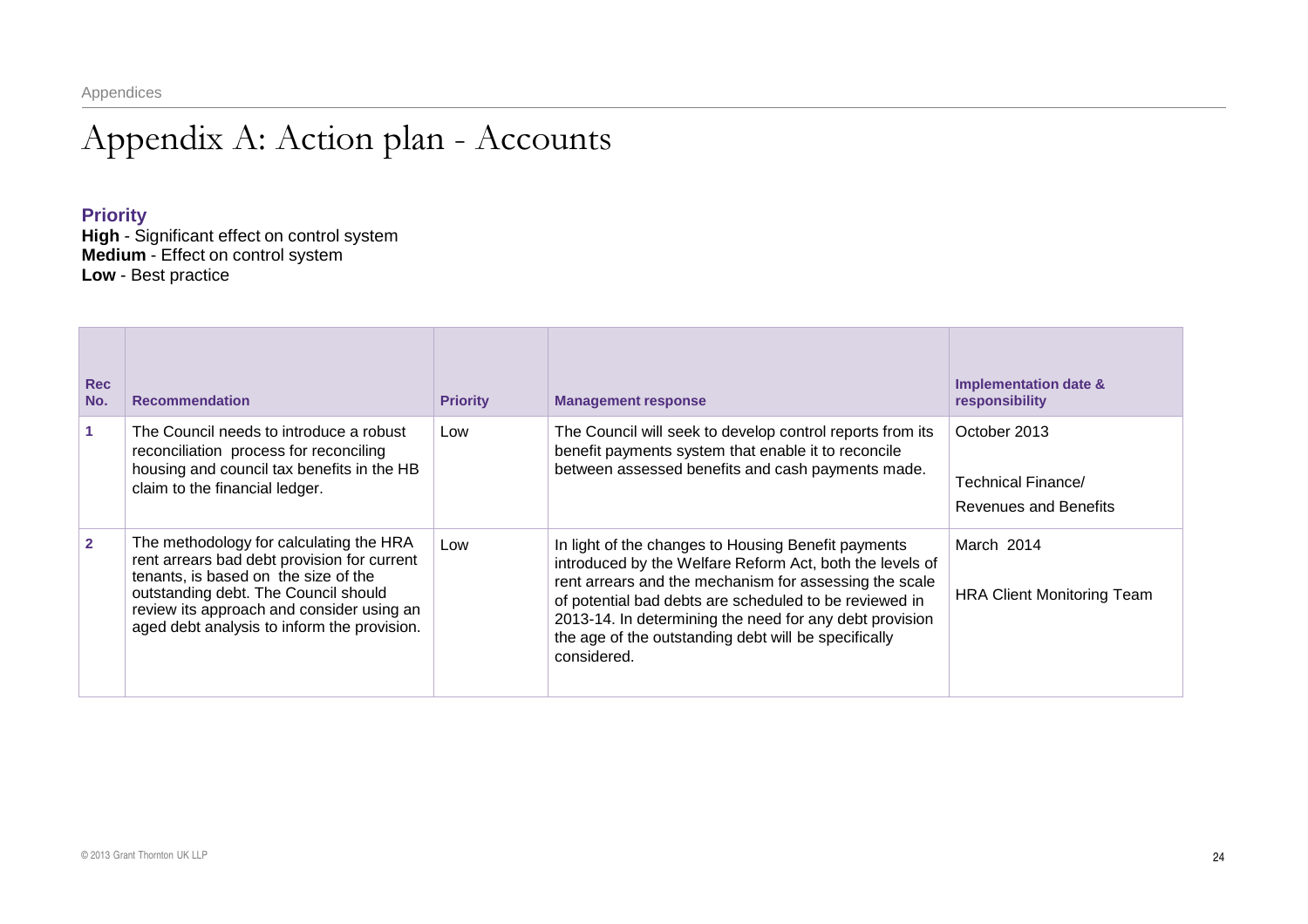# Appendix A: Action plan - Accounts

**Priority**
**High** - Significant effect on control system
**Medium** - Effect on control system
**Low** - Best practice

| Rec No. | Recommendation | Priority | Management response | Implementation date & responsibility |
|---|---|---|---|---|
| 1 | The Council needs to introduce a robust reconciliation process for reconciling housing and council tax benefits in the HB claim to the financial ledger. | Low | The Council will seek to develop control reports from its benefit payments system that enable it to reconcile between assessed benefits and cash payments made. | October 2013<br><br>Technical Finance/<br>Revenues and Benefits |
| 2 | The methodology for calculating the HRA rent arrears bad debt provision for current tenants, is based on the size of the outstanding debt. The Council should review its approach and consider using an aged debt analysis to inform the provision. | Low | In light of the changes to Housing Benefit payments introduced by the Welfare Reform Act, both the levels of rent arrears and the mechanism for assessing the scale of potential bad debts are scheduled to be reviewed in 2013-14. In determining the need for any debt provision the age of the outstanding debt will be specifically considered. | March 2014<br><br>HRA Client Monitoring Team |

© 2013 Grant Thornton UK LLP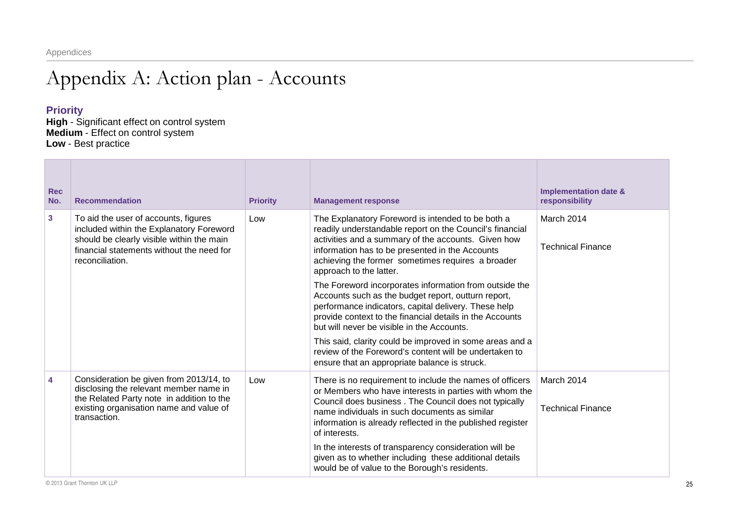# Appendix A: Action plan - Accounts

### Priority

**High** - Significant effect on control system
**Medium** - Effect on control system
**Low** - Best practice

| Rec No. | Recommendation | Priority | Management response | Implementation date & responsibility |
|---|---|---|---|---|
| 3 | To aid the user of accounts, figures included within the Explanatory Foreword should be clearly visible within the main financial statements without the need for reconciliation. | Low | The Explanatory Foreword is intended to be both a readily understandable report on the Council's financial activities and a summary of the accounts. Given how information has to be presented in the Accounts achieving the former sometimes requires a broader approach to the latter.<br><br>The Foreword incorporates information from outside the Accounts such as the budget report, outturn report, performance indicators, capital delivery. These help provide context to the financial details in the Accounts but will never be visible in the Accounts.<br><br>This said, clarity could be improved in some areas and a review of the Foreword's content will be undertaken to ensure that an appropriate balance is struck. | March 2014<br><br>Technical Finance |
| 4 | Consideration be given from 2013/14, to disclosing the relevant member name in the Related Party note in addition to the existing organisation name and value of transaction. | Low | There is no requirement to include the names of officers or Members who have interests in parties with whom the Council does business . The Council does not typically name individuals in such documents as similar information is already reflected in the published register of interests.<br><br>In the interests of transparency consideration will be given as to whether including these additional details would be of value to the Borough's residents. | March 2014<br><br>Technical Finance |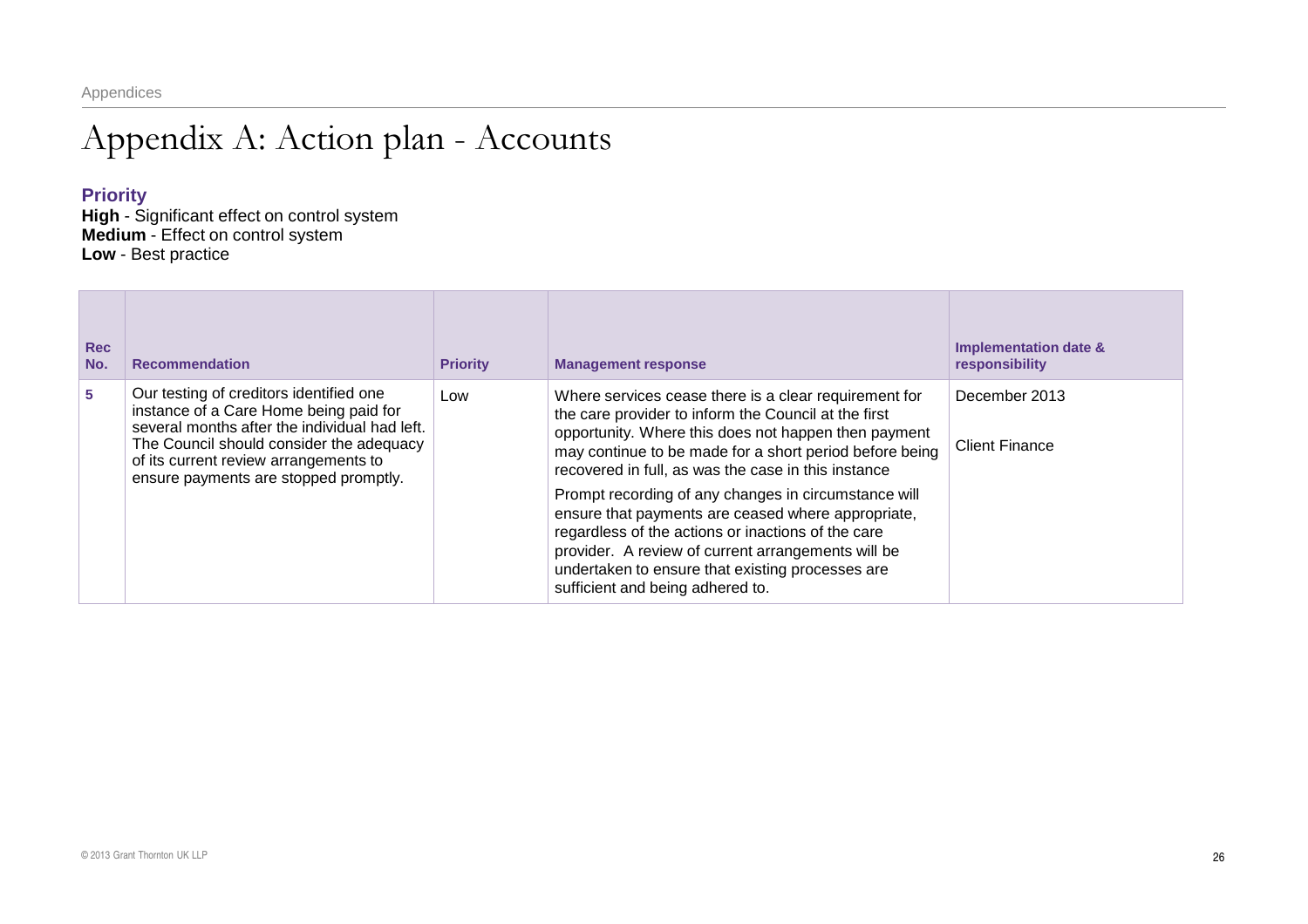# Appendix A: Action plan - Accounts

**Priority**

**High** - Significant effect on control system

**Medium** - Effect on control system

**Low** - Best practice

| Rec No. | Recommendation | Priority | Management response | Implementation date & responsibility |
|---|---|---|---|---|
| 5 | Our testing of creditors identified one instance of a Care Home being paid for several months after the individual had left. The Council should consider the adequacy of its current review arrangements to ensure payments are stopped promptly. | Low | Where services cease there is a clear requirement for the care provider to inform the Council at the first opportunity. Where this does not happen then payment may continue to be made for a short period before being recovered in full, as was the case in this instance<br><br>Prompt recording of any changes in circumstance will ensure that payments are ceased where appropriate, regardless of the actions or inactions of the care provider. A review of current arrangements will be undertaken to ensure that existing processes are sufficient and being adhered to. | December 2013<br><br>Client Finance |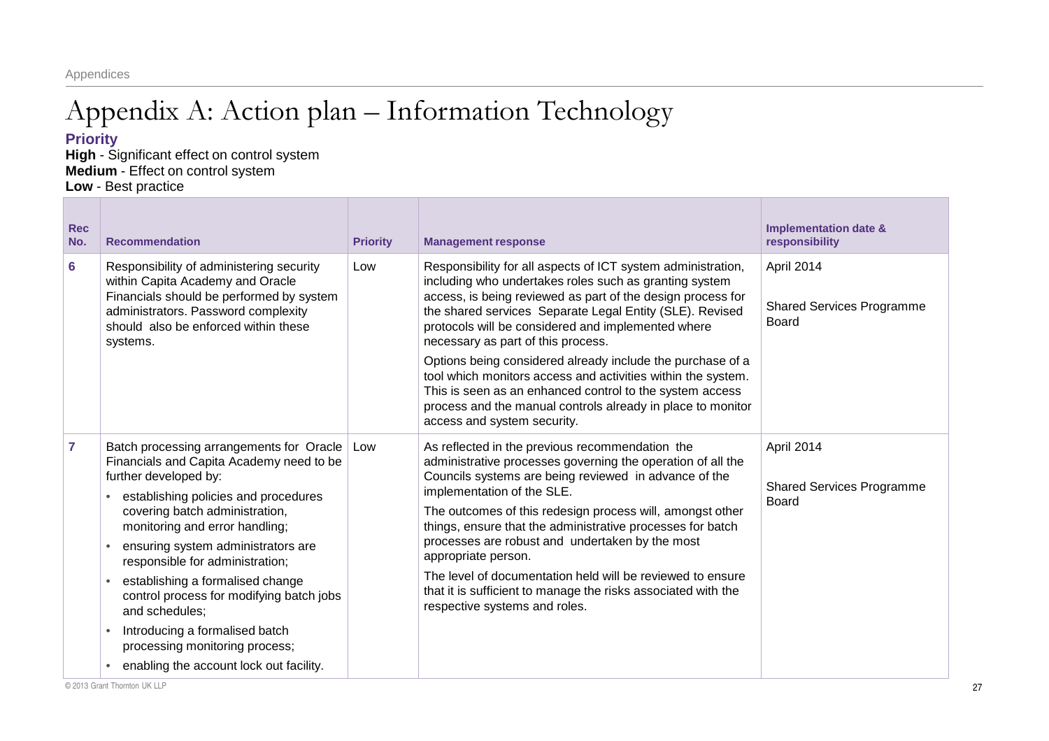# Appendix A: Action plan – Information Technology

**Priority**

**High** - Significant effect on control system

**Medium** - Effect on control system

**Low** - Best practice

| Rec No. | Recommendation | Priority | Management response | Implementation date & responsibility |
|---|---|---|---|---|
| 6 | Responsibility of administering security within Capita Academy and Oracle Financials should be performed by system administrators. Password complexity should also be enforced within these systems. | Low | Responsibility for all aspects of ICT system administration, including who undertakes roles such as granting system access, is being reviewed as part of the design process for the shared services Separate Legal Entity (SLE). Revised protocols will be considered and implemented where necessary as part of this process.<br><br>Options being considered already include the purchase of a tool which monitors access and activities within the system. This is seen as an enhanced control to the system access process and the manual controls already in place to monitor access and system security. | April 2014<br><br>Shared Services Programme Board |
| 7 | Batch processing arrangements for Oracle Financials and Capita Academy need to be further developed by:<br>• establishing policies and procedures covering batch administration, monitoring and error handling;<br>• ensuring system administrators are responsible for administration;<br>• establishing a formalised change control process for modifying batch jobs and schedules;<br>• Introducing a formalised batch processing monitoring process;<br>• enabling the account lock out facility. | Low | As reflected in the previous recommendation the administrative processes governing the operation of all the Councils systems are being reviewed in advance of the implementation of the SLE.<br><br>The outcomes of this redesign process will, amongst other things, ensure that the administrative processes for batch processes are robust and undertaken by the most appropriate person.<br><br>The level of documentation held will be reviewed to ensure that it is sufficient to manage the risks associated with the respective systems and roles. | April 2014<br><br>Shared Services Programme Board |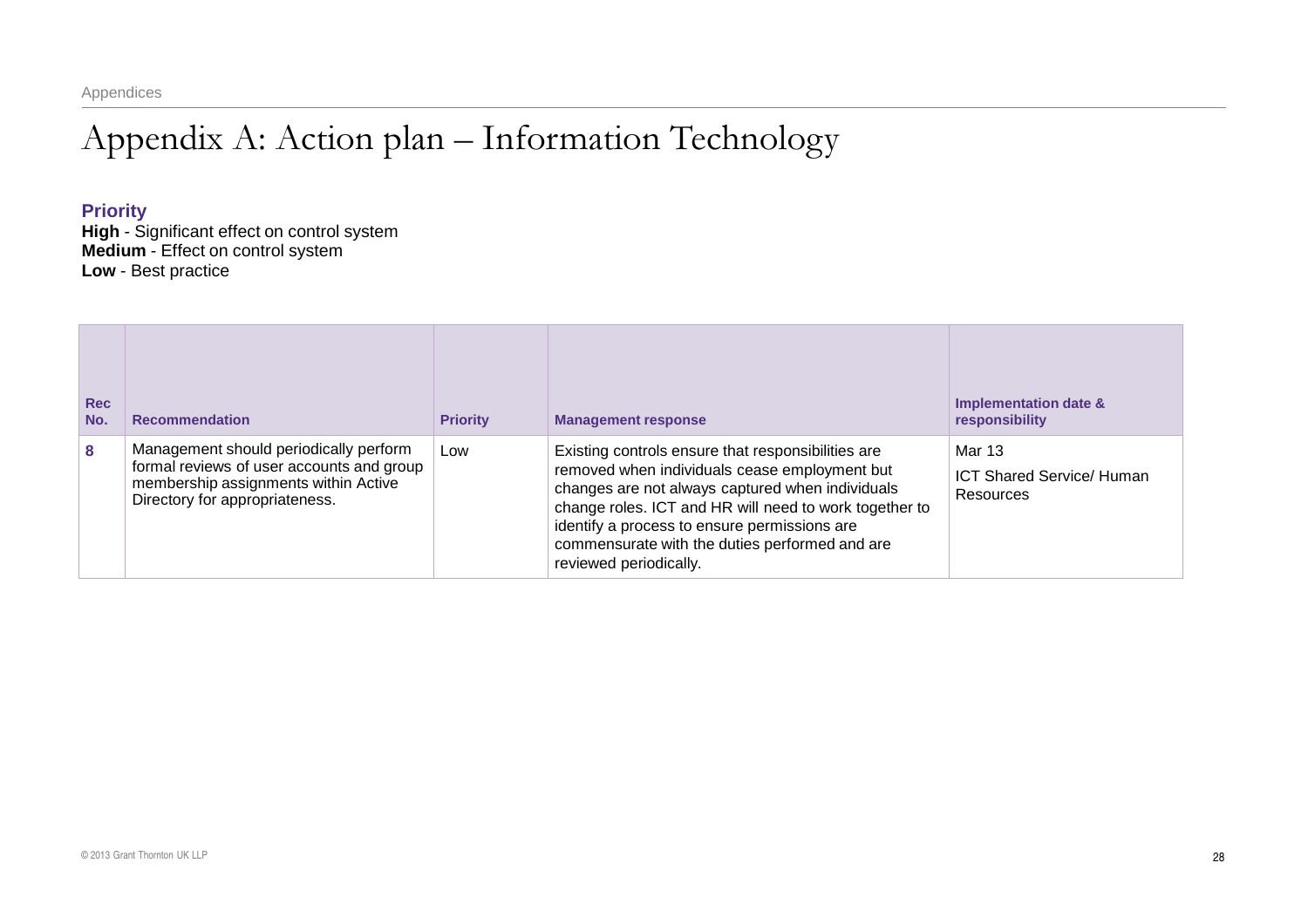# Appendix A: Action plan – Information Technology

**Priority**

**High** - Significant effect on control system
**Medium** - Effect on control system
**Low** - Best practice

| Rec No. | Recommendation | Priority | Management response | Implementation date & responsibility |
|---|---|---|---|---|
| 8 | Management should periodically perform formal reviews of user accounts and group membership assignments within Active Directory for appropriateness. | Low | Existing controls ensure that responsibilities are removed when individuals cease employment but changes are not always captured when individuals change roles. ICT and HR will need to work together to identify a process to ensure permissions are commensurate with the duties performed and are reviewed periodically. | Mar 13<br>ICT Shared Service/ Human Resources |

© 2013 Grant Thornton UK LLP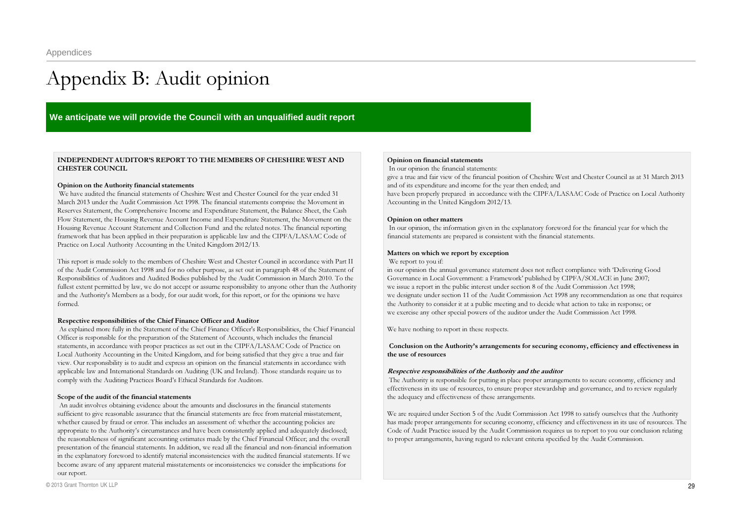# Appendix B: Audit opinion

**We anticipate we will provide the Council with an unqualified audit report**

**INDEPENDENT AUDITOR'S REPORT TO THE MEMBERS OF CHESHIRE WEST AND CHESTER COUNCIL**

**Opinion on the Authority financial statements**

We have audited the financial statements of Cheshire West and Chester Council for the year ended 31 March 2013 under the Audit Commission Act 1998. The financial statements comprise the Movement in Reserves Statement, the Comprehensive Income and Expenditure Statement, the Balance Sheet, the Cash Flow Statement, the Housing Revenue Account Income and Expenditure Statement, the Movement on the Housing Revenue Account Statement and Collection Fund and the related notes. The financial reporting framework that has been applied in their preparation is applicable law and the CIPFA/LASAAC Code of Practice on Local Authority Accounting in the United Kingdom 2012/13.

This report is made solely to the members of Cheshire West and Chester Council in accordance with Part II of the Audit Commission Act 1998 and for no other purpose, as set out in paragraph 48 of the Statement of Responsibilities of Auditors and Audited Bodies published by the Audit Commission in March 2010. To the fullest extent permitted by law, we do not accept or assume responsibility to anyone other than the Authority and the Authority's Members as a body, for our audit work, for this report, or for the opinions we have formed.

**Respective responsibilities of the Chief Finance Officer and Auditor**

As explained more fully in the Statement of the Chief Finance Officer's Responsibilities, the Chief Financial Officer is responsible for the preparation of the Statement of Accounts, which includes the financial statements, in accordance with proper practices as set out in the CIPFA/LASAAC Code of Practice on Local Authority Accounting in the United Kingdom, and for being satisfied that they give a true and fair view. Our responsibility is to audit and express an opinion on the financial statements in accordance with applicable law and International Standards on Auditing (UK and Ireland). Those standards require us to comply with the Auditing Practices Board's Ethical Standards for Auditors.

**Scope of the audit of the financial statements**

An audit involves obtaining evidence about the amounts and disclosures in the financial statements sufficient to give reasonable assurance that the financial statements are free from material misstatement, whether caused by fraud or error. This includes an assessment of: whether the accounting policies are appropriate to the Authority's circumstances and have been consistently applied and adequately disclosed; the reasonableness of significant accounting estimates made by the Chief Financial Officer; and the overall presentation of the financial statements. In addition, we read all the financial and non-financial information in the explanatory foreword to identify material inconsistencies with the audited financial statements. If we become aware of any apparent material misstatements or inconsistencies we consider the implications for our report.

**Opinion on financial statements**

In our opinion the financial statements:

give a true and fair view of the financial position of Cheshire West and Chester Council as at 31 March 2013 and of its expenditure and income for the year then ended; and

have been properly prepared in accordance with the CIPFA/LASAAC Code of Practice on Local Authority Accounting in the United Kingdom 2012/13.

**Opinion on other matters**

In our opinion, the information given in the explanatory foreword for the financial year for which the financial statements are prepared is consistent with the financial statements.

**Matters on which we report by exception**

We report to you if:

in our opinion the annual governance statement does not reflect compliance with 'Delivering Good Governance in Local Government: a Framework' published by CIPFA/SOLACE in June 2007;

we issue a report in the public interest under section 8 of the Audit Commission Act 1998;

we designate under section 11 of the Audit Commission Act 1998 any recommendation as one that requires the Authority to consider it at a public meeting and to decide what action to take in response; or

we exercise any other special powers of the auditor under the Audit Commission Act 1998.

We have nothing to report in these respects.

**Conclusion on the Authority's arrangements for securing economy, efficiency and effectiveness in the use of resources**

***Respective responsibilities of the Authority and the auditor***

The Authority is responsible for putting in place proper arrangements to secure economy, efficiency and effectiveness in its use of resources, to ensure proper stewardship and governance, and to review regularly the adequacy and effectiveness of these arrangements.

We are required under Section 5 of the Audit Commission Act 1998 to satisfy ourselves that the Authority has made proper arrangements for securing economy, efficiency and effectiveness in its use of resources. The Code of Audit Practice issued by the Audit Commission requires us to report to you our conclusion relating to proper arrangements, having regard to relevant criteria specified by the Audit Commission.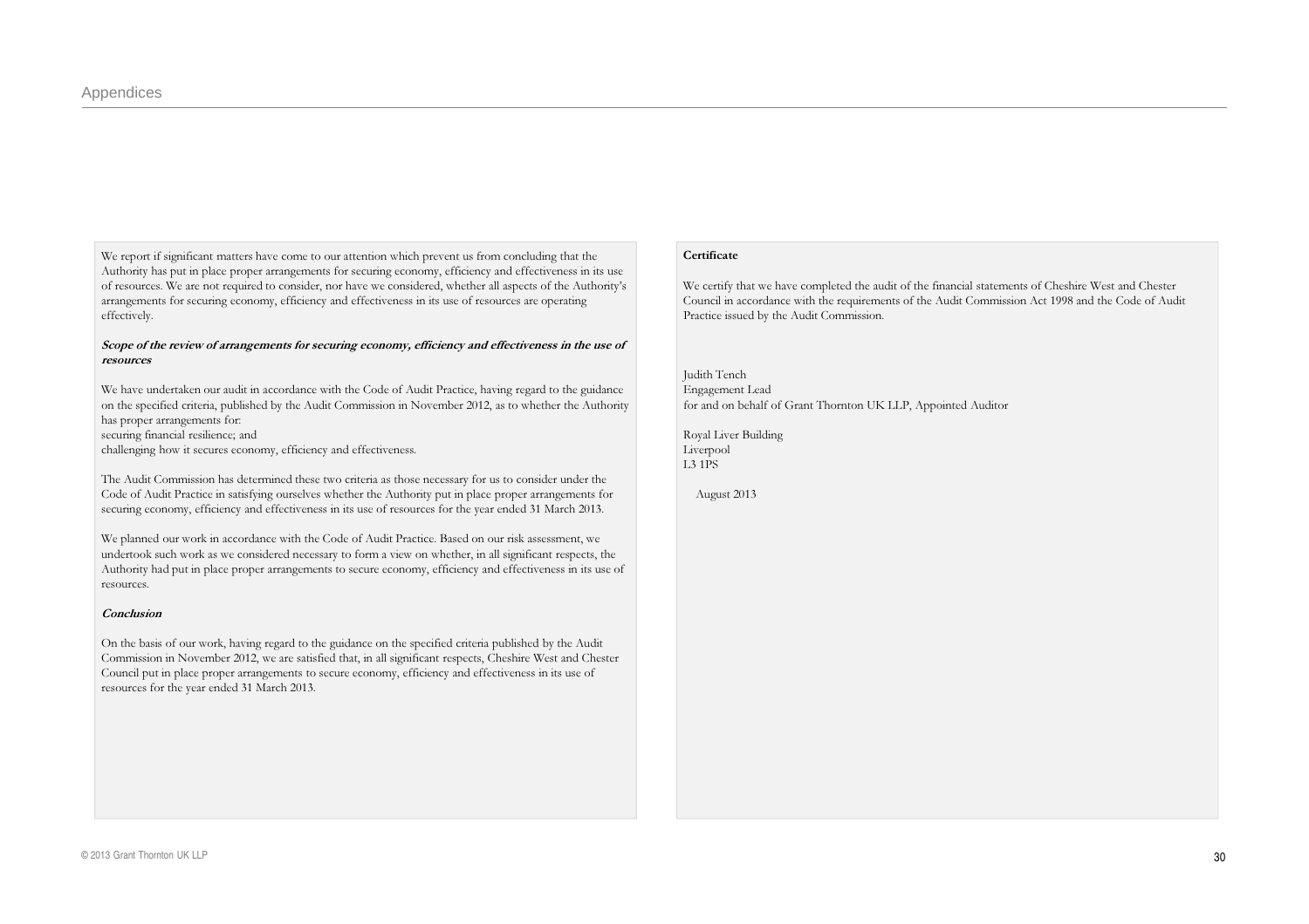We report if significant matters have come to our attention which prevent us from concluding that the Authority has put in place proper arrangements for securing economy, efficiency and effectiveness in its use of resources. We are not required to consider, nor have we considered, whether all aspects of the Authority's arrangements for securing economy, efficiency and effectiveness in its use of resources are operating effectively.

***Scope of the review of arrangements for securing economy, efficiency and effectiveness in the use of resources***

We have undertaken our audit in accordance with the Code of Audit Practice, having regard to the guidance on the specified criteria, published by the Audit Commission in November 2012, as to whether the Authority has proper arrangements for:

securing financial resilience; and

challenging how it secures economy, efficiency and effectiveness.

The Audit Commission has determined these two criteria as those necessary for us to consider under the Code of Audit Practice in satisfying ourselves whether the Authority put in place proper arrangements for securing economy, efficiency and effectiveness in its use of resources for the year ended 31 March 2013.

We planned our work in accordance with the Code of Audit Practice. Based on our risk assessment, we undertook such work as we considered necessary to form a view on whether, in all significant respects, the Authority had put in place proper arrangements to secure economy, efficiency and effectiveness in its use of resources.

***Conclusion***

On the basis of our work, having regard to the guidance on the specified criteria published by the Audit Commission in November 2012, we are satisfied that, in all significant respects, Cheshire West and Chester Council put in place proper arrangements to secure economy, efficiency and effectiveness in its use of resources for the year ended 31 March 2013.

**Certificate**

We certify that we have completed the audit of the financial statements of Cheshire West and Chester Council in accordance with the requirements of the Audit Commission Act 1998 and the Code of Audit Practice issued by the Audit Commission.

Judith Tench
Engagement Lead
for and on behalf of Grant Thornton UK LLP, Appointed Auditor

Royal Liver Building
Liverpool
L3 1PS

August 2013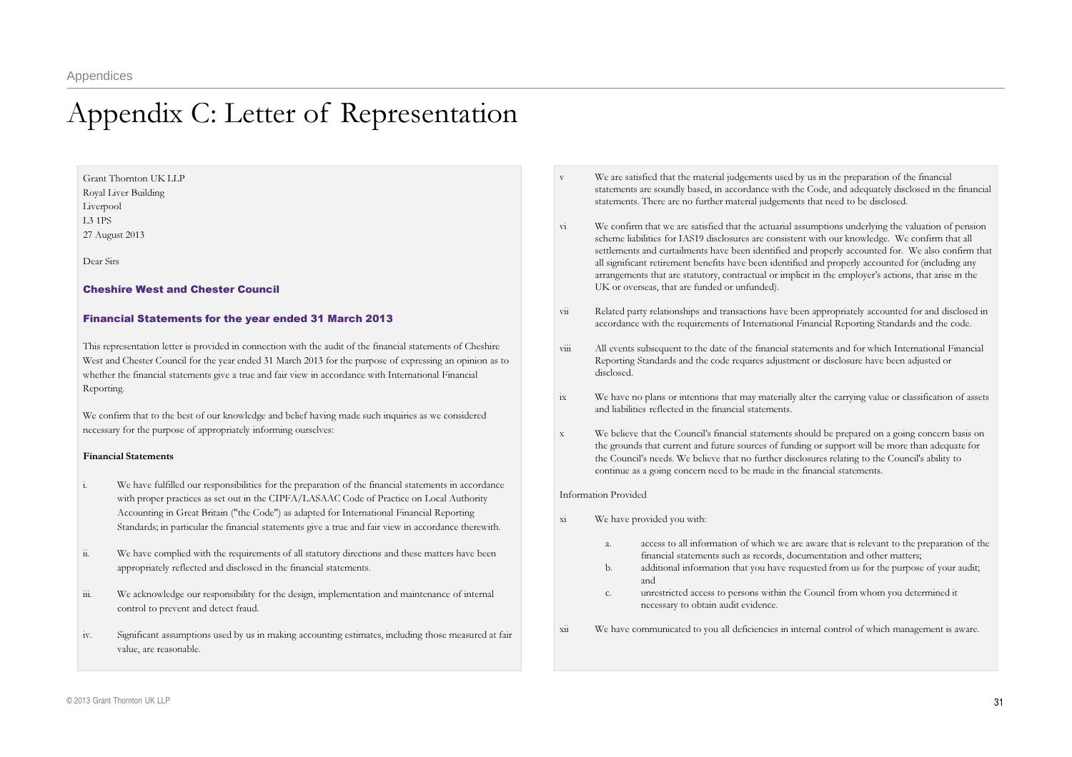# Appendix C: Letter of Representation

Grant Thornton UK LLP
Royal Liver Building
Liverpool
L3 1PS
27 August 2013

Dear Sirs

### Cheshire West and Chester Council

### Financial Statements for the year ended 31 March 2013

This representation letter is provided in connection with the audit of the financial statements of Cheshire West and Chester Council for the year ended 31 March 2013 for the purpose of expressing an opinion as to whether the financial statements give a true and fair view in accordance with International Financial Reporting.

We confirm that to the best of our knowledge and belief having made such inquiries as we considered necessary for the purpose of appropriately informing ourselves:

**Financial Statements**

i. We have fulfilled our responsibilities for the preparation of the financial statements in accordance with proper practices as set out in the CIPFA/LASAAC Code of Practice on Local Authority Accounting in Great Britain ("the Code") as adapted for International Financial Reporting Standards; in particular the financial statements give a true and fair view in accordance therewith.

ii. We have complied with the requirements of all statutory directions and these matters have been appropriately reflected and disclosed in the financial statements.

iii. We acknowledge our responsibility for the design, implementation and maintenance of internal control to prevent and detect fraud.

iv. Significant assumptions used by us in making accounting estimates, including those measured at fair value, are reasonable.

v We are satisfied that the material judgements used by us in the preparation of the financial statements are soundly based, in accordance with the Code, and adequately disclosed in the financial statements. There are no further material judgements that need to be disclosed.

vi We confirm that we are satisfied that the actuarial assumptions underlying the valuation of pension scheme liabilities for IAS19 disclosures are consistent with our knowledge. We confirm that all settlements and curtailments have been identified and properly accounted for. We also confirm that all significant retirement benefits have been identified and properly accounted for (including any arrangements that are statutory, contractual or implicit in the employer's actions, that arise in the UK or overseas, that are funded or unfunded).

vii Related party relationships and transactions have been appropriately accounted for and disclosed in accordance with the requirements of International Financial Reporting Standards and the code.

viii All events subsequent to the date of the financial statements and for which International Financial Reporting Standards and the code requires adjustment or disclosure have been adjusted or disclosed.

ix We have no plans or intentions that may materially alter the carrying value or classification of assets and liabilities reflected in the financial statements.

x We believe that the Council's financial statements should be prepared on a going concern basis on the grounds that current and future sources of funding or support will be more than adequate for the Council's needs. We believe that no further disclosures relating to the Council's ability to continue as a going concern need to be made in the financial statements.

Information Provided

xi We have provided you with:

a. access to all information of which we are aware that is relevant to the preparation of the financial statements such as records, documentation and other matters;
b. additional information that you have requested from us for the purpose of your audit; and
c. unrestricted access to persons within the Council from whom you determined it necessary to obtain audit evidence.

xii We have communicated to you all deficiencies in internal control of which management is aware.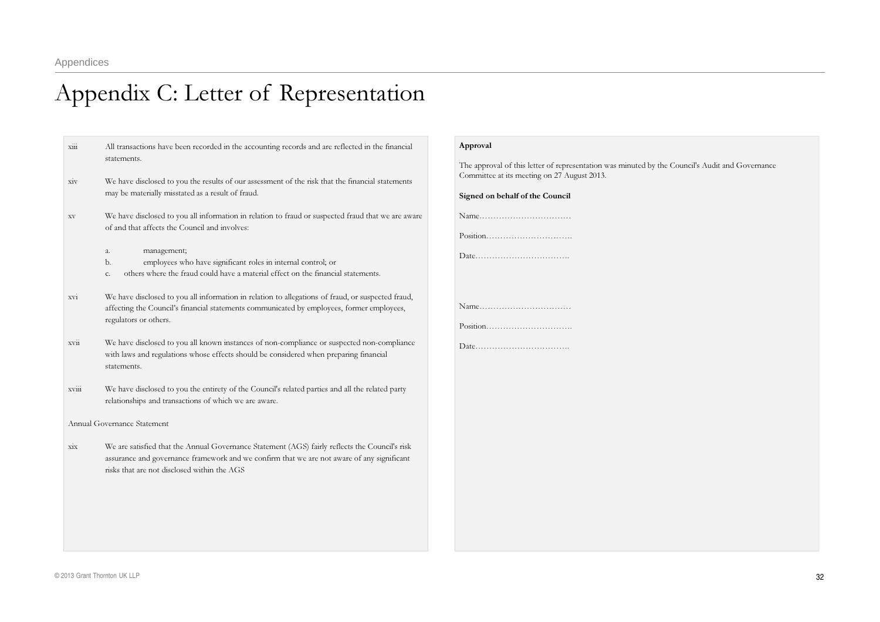# Appendix C: Letter of Representation

xiii All transactions have been recorded in the accounting records and are reflected in the financial statements.

xiv We have disclosed to you the results of our assessment of the risk that the financial statements may be materially misstated as a result of fraud.

xv We have disclosed to you all information in relation to fraud or suspected fraud that we are aware of and that affects the Council and involves:

a. management;
b. employees who have significant roles in internal control; or
c. others where the fraud could have a material effect on the financial statements.

xvi We have disclosed to you all information in relation to allegations of fraud, or suspected fraud, affecting the Council's financial statements communicated by employees, former employees, regulators or others.

xvii We have disclosed to you all known instances of non-compliance or suspected non-compliance with laws and regulations whose effects should be considered when preparing financial statements.

xviii We have disclosed to you the entirety of the Council's related parties and all the related party relationships and transactions of which we are aware.

Annual Governance Statement

xix We are satisfied that the Annual Governance Statement (AGS) fairly reflects the Council's risk assurance and governance framework and we confirm that we are not aware of any significant risks that are not disclosed within the AGS

**Approval**

The approval of this letter of representation was minuted by the Council's Audit and Governance Committee at its meeting on 27 August 2013.

**Signed on behalf of the Council**

Name……………………………

Position………………………….

Date…………………………….

Name……………………………

Position………………………….

Date…………………………….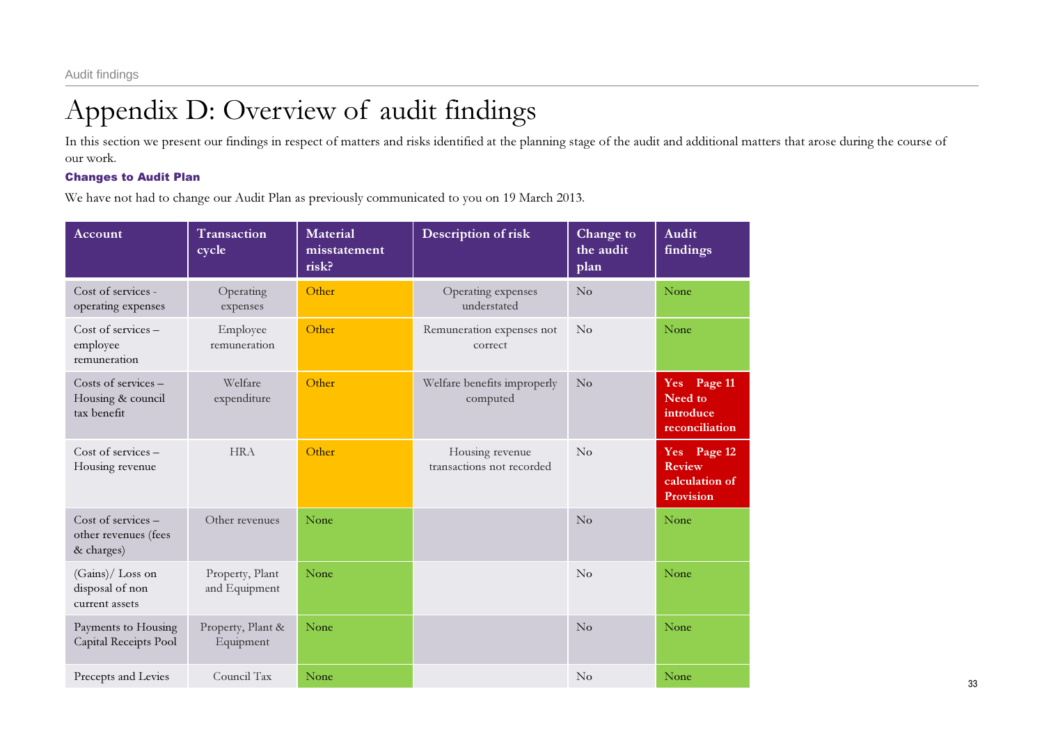# Appendix D: Overview of audit findings

In this section we present our findings in respect of matters and risks identified at the planning stage of the audit and additional matters that arose during the course of our work.

### Changes to Audit Plan

We have not had to change our Audit Plan as previously communicated to you on 19 March 2013.

| Account | Transaction cycle | Material misstatement risk? | Description of risk | Change to the audit plan | Audit findings |
|---|---|---|---|---|---|
| Cost of services - operating expenses | Operating expenses | Other | Operating expenses understated | No | None |
| Cost of services – employee remuneration | Employee remuneration | Other | Remuneration expenses not correct | No | None |
| Costs of services – Housing & council tax benefit | Welfare expenditure | Other | Welfare benefits improperly computed | No | **Yes Page 11 Need to introduce reconciliation** |
| Cost of services – Housing revenue | HRA | Other | Housing revenue transactions not recorded | No | **Yes Page 12 Review calculation of Provision** |
| Cost of services – other revenues (fees & charges) | Other revenues | None | | No | None |
| (Gains)/ Loss on disposal of non current assets | Property, Plant and Equipment | None | | No | None |
| Payments to Housing Capital Receipts Pool | Property, Plant & Equipment | None | | No | None |
| Precepts and Levies | Council Tax | None | | No | None |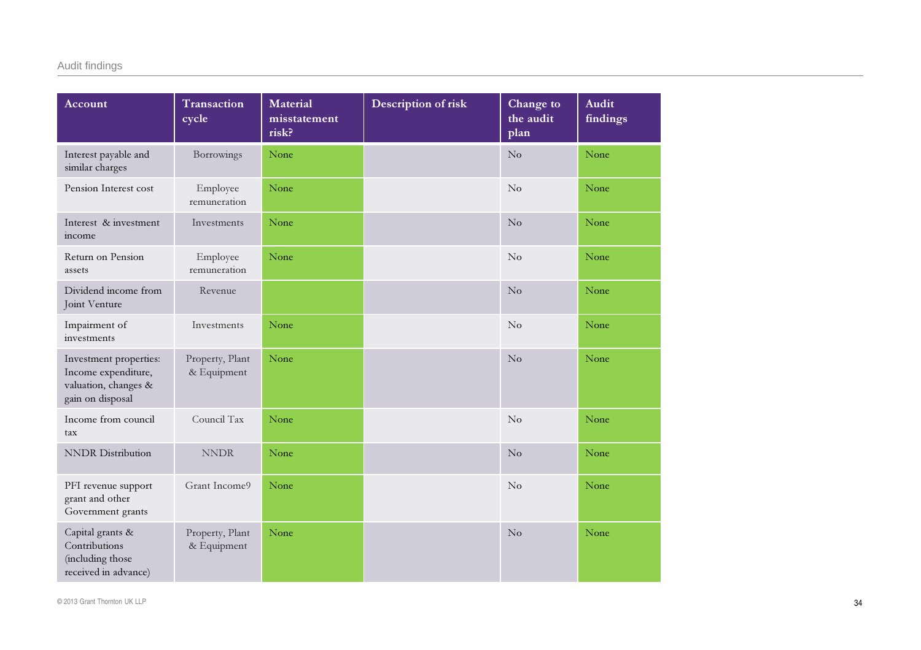| Account | Transaction cycle | Material misstatement risk? | Description of risk | Change to the audit plan | Audit findings |
|---|---|---|---|---|---|
| Interest payable and similar charges | Borrowings | None | | No | None |
| Pension Interest cost | Employee remuneration | None | | No | None |
| Interest & investment income | Investments | None | | No | None |
| Return on Pension assets | Employee remuneration | None | | No | None |
| Dividend income from Joint Venture | Revenue | | | No | None |
| Impairment of investments | Investments | None | | No | None |
| Investment properties: Income expenditure, valuation, changes & gain on disposal | Property, Plant & Equipment | None | | No | None |
| Income from council tax | Council Tax | None | | No | None |
| NNDR Distribution | NNDR | None | | No | None |
| PFI revenue support grant and other Government grants | Grant Income9 | None | | No | None |
| Capital grants & Contributions (including those received in advance) | Property, Plant & Equipment | None | | No | None |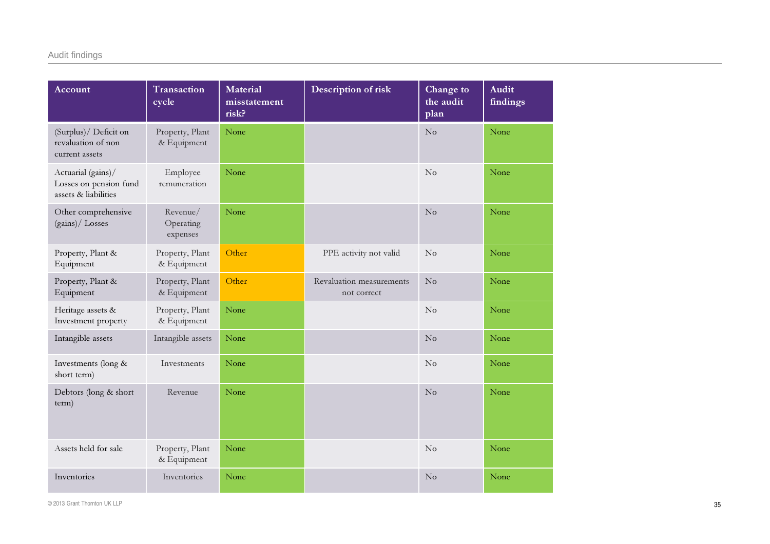| Account | Transaction cycle | Material misstatement risk? | Description of risk | Change to the audit plan | Audit findings |
|---|---|---|---|---|---|
| (Surplus)/ Deficit on revaluation of non current assets | Property, Plant & Equipment | None | | No | None |
| Actuarial (gains)/ Losses on pension fund assets & liabilities | Employee remuneration | None | | No | None |
| Other comprehensive (gains)/ Losses | Revenue/ Operating expenses | None | | No | None |
| Property, Plant & Equipment | Property, Plant & Equipment | Other | PPE activity not valid | No | None |
| Property, Plant & Equipment | Property, Plant & Equipment | Other | Revaluation measurements not correct | No | None |
| Heritage assets & Investment property | Property, Plant & Equipment | None | | No | None |
| Intangible assets | Intangible assets | None | | No | None |
| Investments (long & short term) | Investments | None | | No | None |
| Debtors (long & short term) | Revenue | None | | No | None |
| Assets held for sale | Property, Plant & Equipment | None | | No | None |
| Inventories | Inventories | None | | No | None |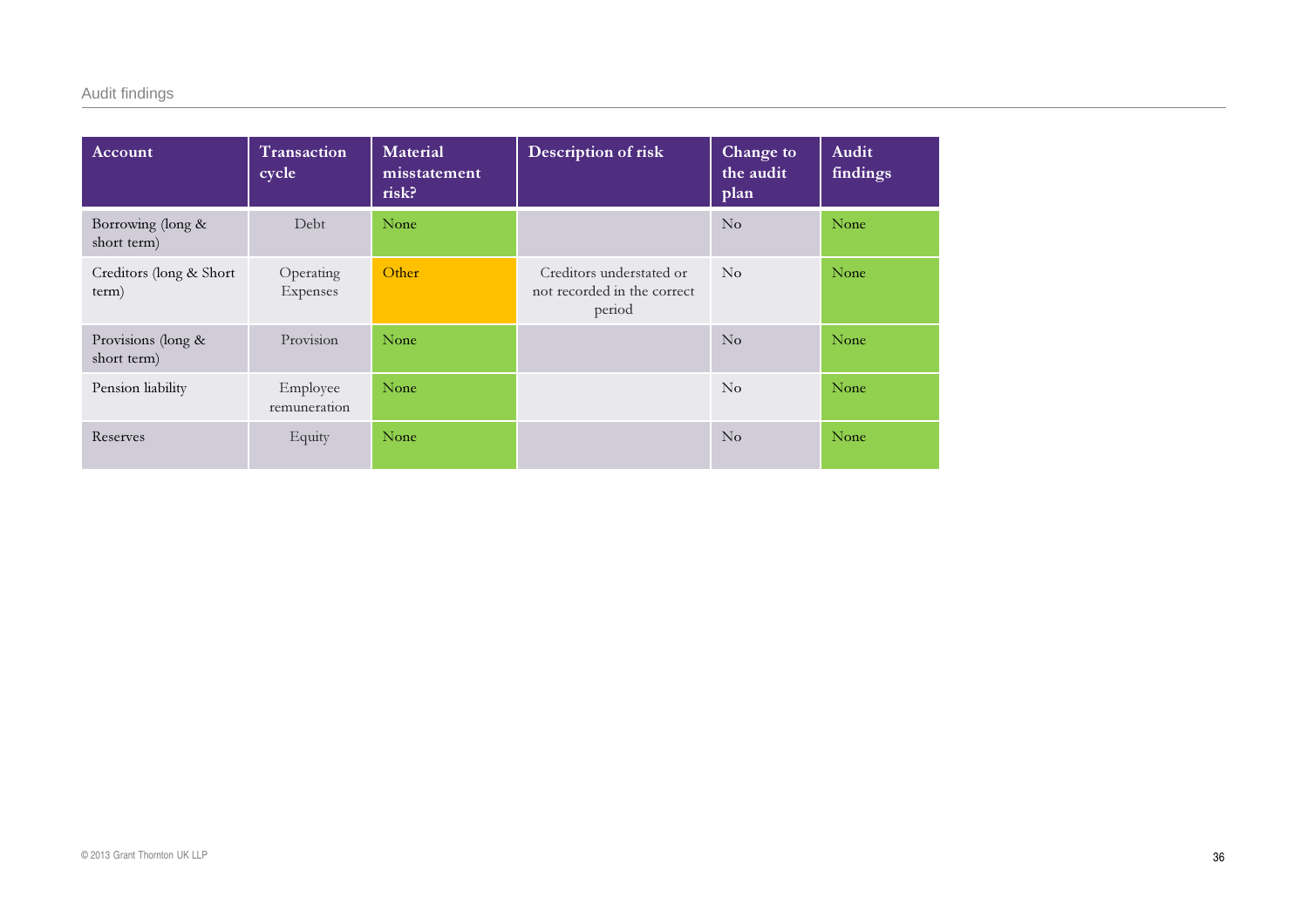| Account | Transaction cycle | Material misstatement risk? | Description of risk | Change to the audit plan | Audit findings |
|---|---|---|---|---|---|
| Borrowing (long & short term) | Debt | None | | No | None |
| Creditors (long & Short term) | Operating Expenses | Other | Creditors understated or not recorded in the correct period | No | None |
| Provisions (long & short term) | Provision | None | | No | None |
| Pension liability | Employee remuneration | None | | No | None |
| Reserves | Equity | None | | No | None |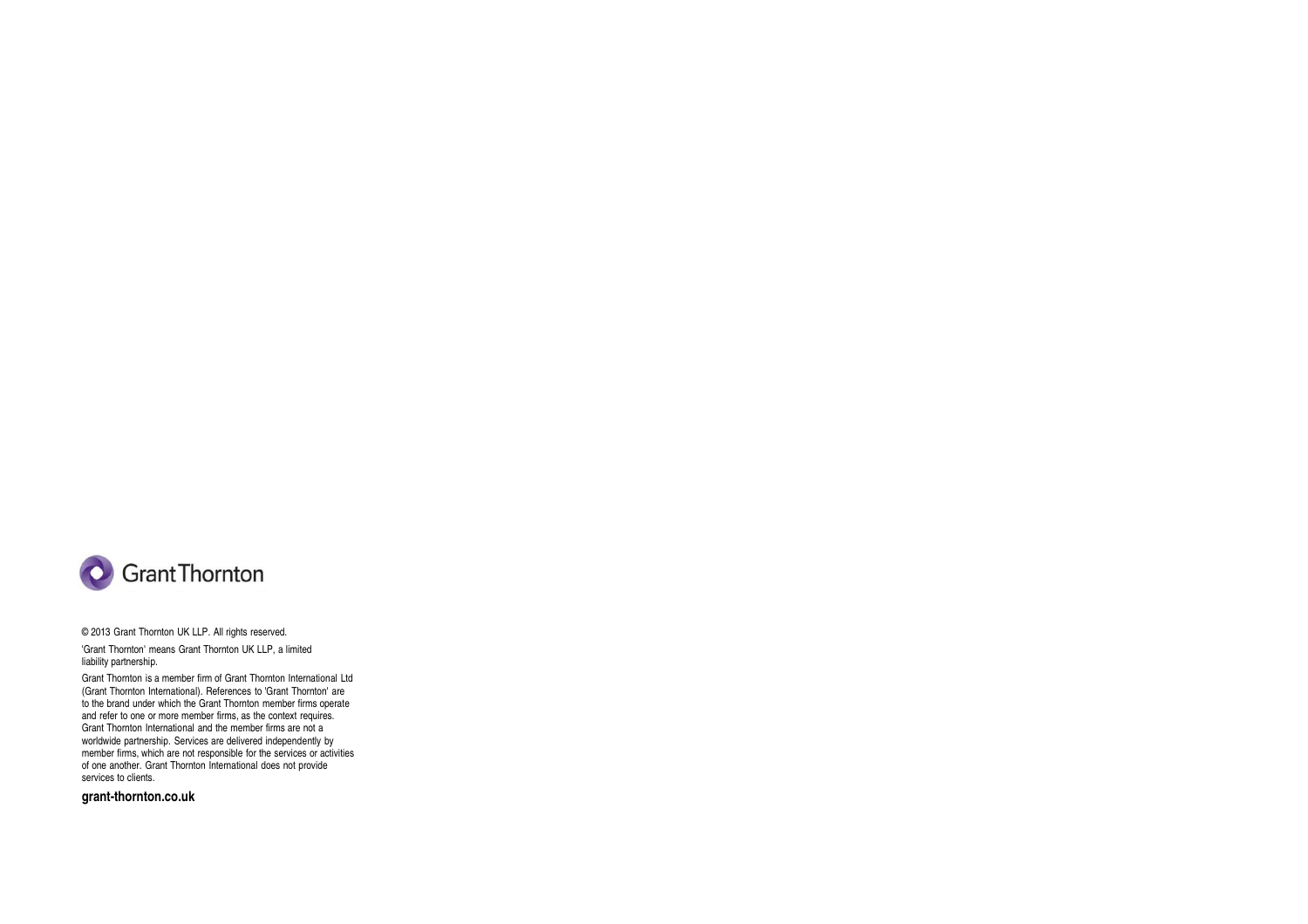Grant Thornton

© 2013 Grant Thornton UK LLP. All rights reserved.

'Grant Thornton' means Grant Thornton UK LLP, a limited liability partnership.

Grant Thornton is a member firm of Grant Thornton International Ltd (Grant Thornton International). References to 'Grant Thornton' are to the brand under which the Grant Thornton member firms operate and refer to one or more member firms, as the context requires. Grant Thornton International and the member firms are not a worldwide partnership. Services are delivered independently by member firms, which are not responsible for the services or activities of one another. Grant Thornton International does not provide services to clients.

**grant-thornton.co.uk**